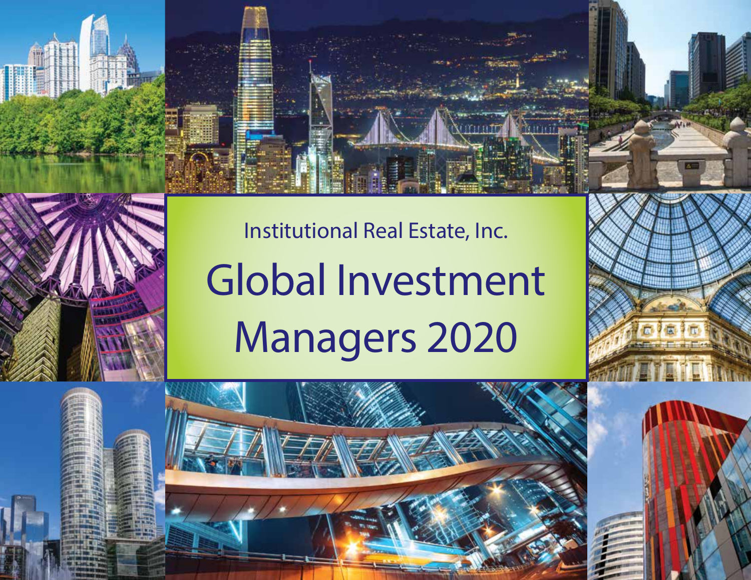Institutional Real Estate, Inc.

# Global Investment Managers 2020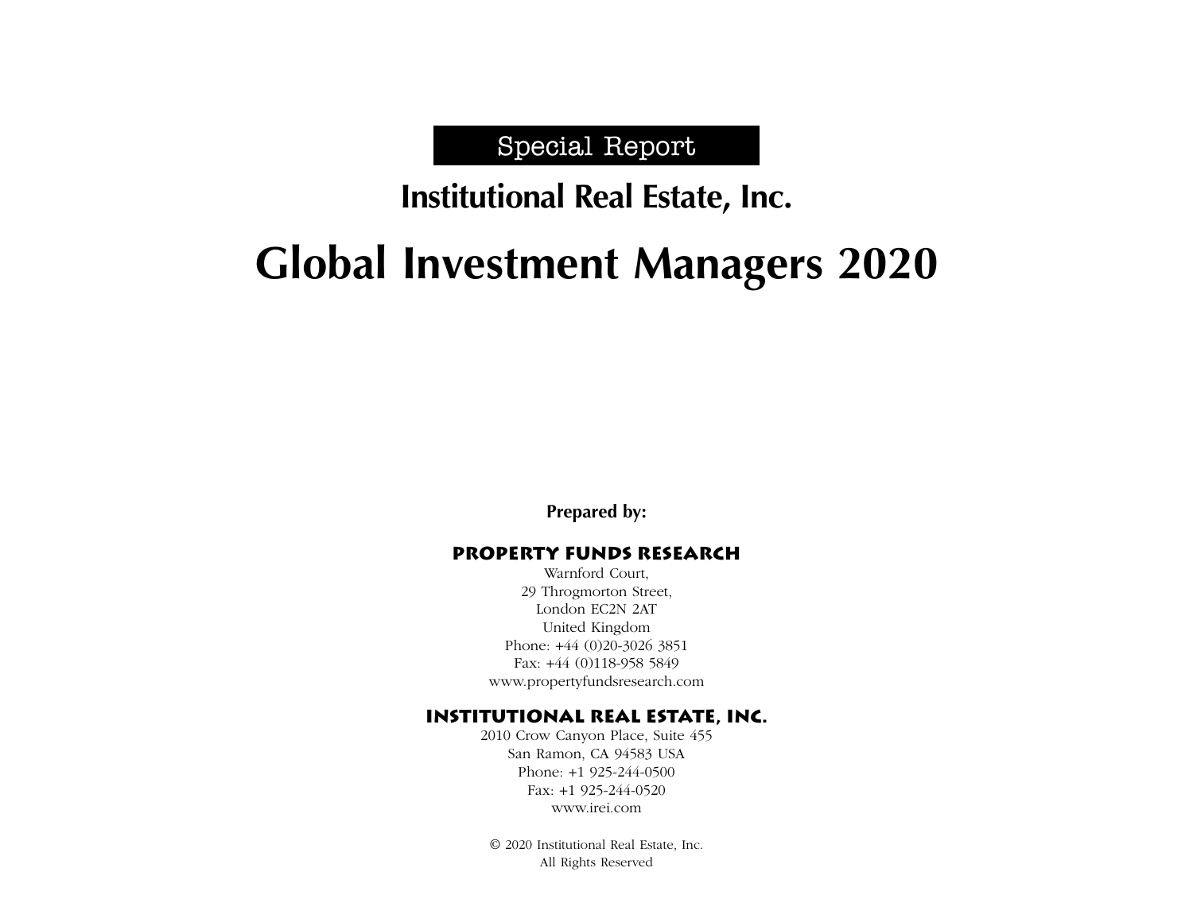Special Report

## Institutional Real Estate, Inc.

# Global Investment Managers 2020

**Prepared by:**

**PROPERTY FUNDS RESEARCH**

Warnford Court,
29 Throgmorton Street,
London EC2N 2AT
United Kingdom
Phone: +44 (0)20-3026 3851
Fax: +44 (0)118-958 5849
www.propertyfundsresearch.com

**INSTITUTIONAL REAL ESTATE, INC.**

2010 Crow Canyon Place, Suite 455
San Ramon, CA 94583 USA
Phone: +1 925-244-0500
Fax: +1 925-244-0520
www.irei.com

© 2020 Institutional Real Estate, Inc.
All Rights Reserved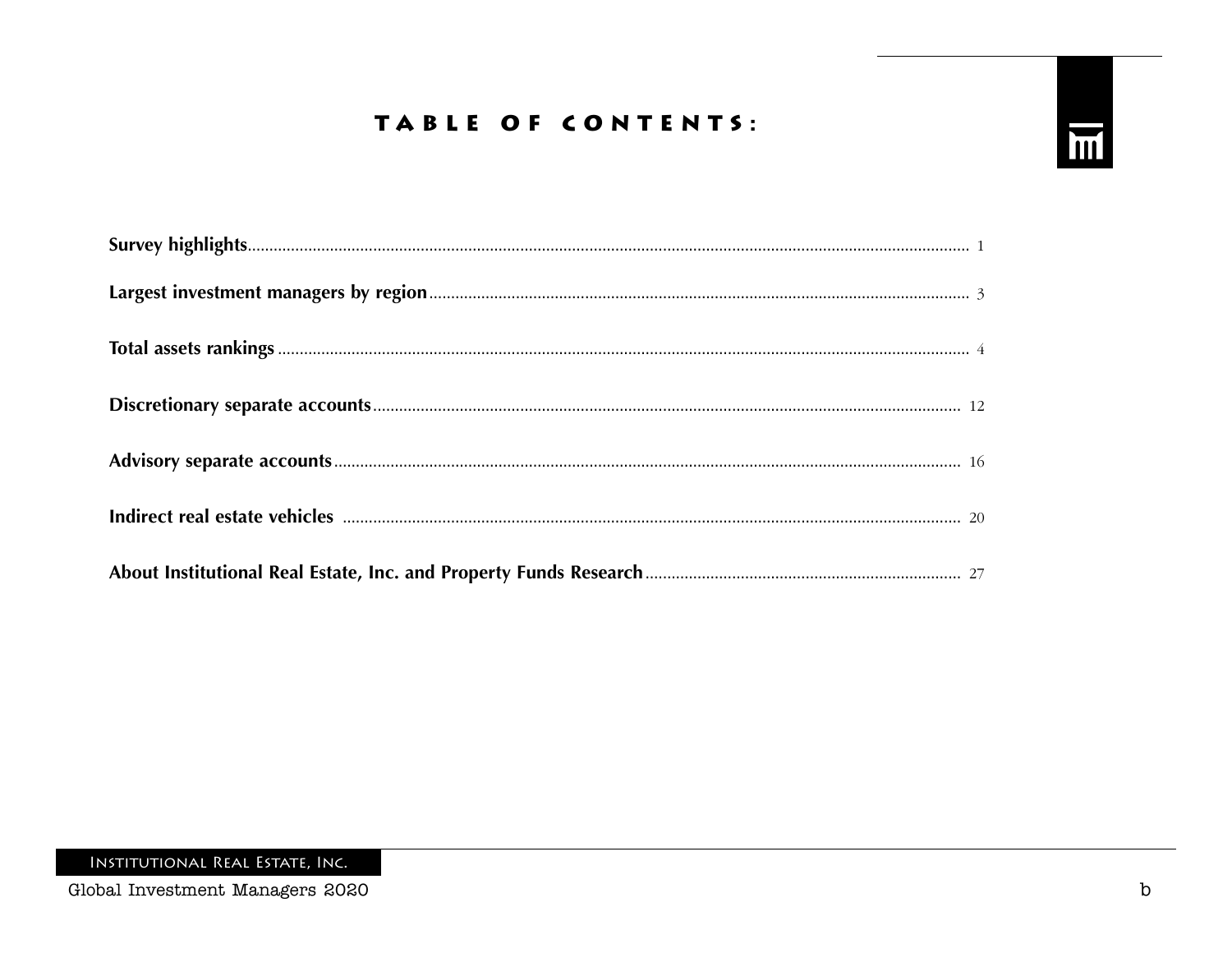# TABLE OF CONTENTS:

**Survey highlights** ........ 1

**Largest investment managers by region** ........ 3

**Total assets rankings** ........ 4

**Discretionary separate accounts** ........ 12

**Advisory separate accounts** ........ 16

**Indirect real estate vehicles** ........ 20

**About Institutional Real Estate, Inc. and Property Funds Research** ........ 27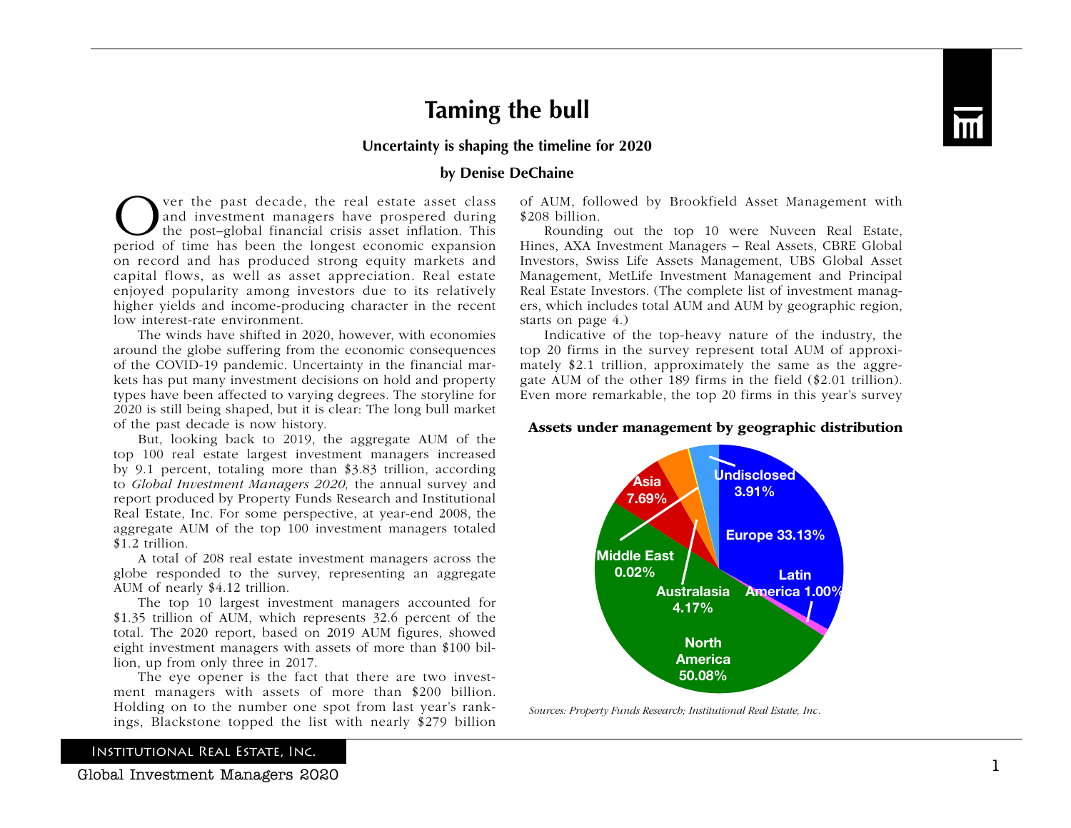# Taming the bull

**Uncertainty is shaping the timeline for 2020**

**by Denise DeChaine**

Over the past decade, the real estate asset class and investment managers have prospered during the post–global financial crisis asset inflation. This period of time has been the longest economic expansion on record and has produced strong equity markets and capital flows, as well as asset appreciation. Real estate enjoyed popularity among investors due to its relatively higher yields and income-producing character in the recent low interest-rate environment.

The winds have shifted in 2020, however, with economies around the globe suffering from the economic consequences of the COVID-19 pandemic. Uncertainty in the financial markets has put many investment decisions on hold and property types have been affected to varying degrees. The storyline for 2020 is still being shaped, but it is clear: The long bull market of the past decade is now history.

But, looking back to 2019, the aggregate AUM of the top 100 real estate largest investment managers increased by 9.1 percent, totaling more than $3.83 trillion, according to *Global Investment Managers 2020,* the annual survey and report produced by Property Funds Research and Institutional Real Estate, Inc. For some perspective, at year-end 2008, the aggregate AUM of the top 100 investment managers totaled $1.2 trillion.

A total of 208 real estate investment managers across the globe responded to the survey, representing an aggregate AUM of nearly $4.12 trillion.

The top 10 largest investment managers accounted for $1.35 trillion of AUM, which represents 32.6 percent of the total. The 2020 report, based on 2019 AUM figures, showed eight investment managers with assets of more than $100 billion, up from only three in 2017.

The eye opener is the fact that there are two investment managers with assets of more than $200 billion. Holding on to the number one spot from last year's rankings, Blackstone topped the list with nearly $279 billion of AUM, followed by Brookfield Asset Management with $208 billion.

Rounding out the top 10 were Nuveen Real Estate, Hines, AXA Investment Managers – Real Assets, CBRE Global Investors, Swiss Life Assets Management, UBS Global Asset Management, MetLife Investment Management and Principal Real Estate Investors. (The complete list of investment managers, which includes total AUM and AUM by geographic region, starts on page 4.)

Indicative of the top-heavy nature of the industry, the top 20 firms in the survey represent total AUM of approximately $2.1 trillion, approximately the same as the aggregate AUM of the other 189 firms in the field ($2.01 trillion). Even more remarkable, the top 20 firms in this year's survey

**Assets under management by geographic distribution**

| Region | Share |
|---|---|
| North America | 50.08% |
| Europe | 33.13% |
| Asia | 7.69% |
| Australasia | 4.17% |
| Undisclosed | 3.91% |
| Latin America | 1.00% |
| Middle East | 0.02% |

*Sources: Property Funds Research; Institutional Real Estate, Inc.*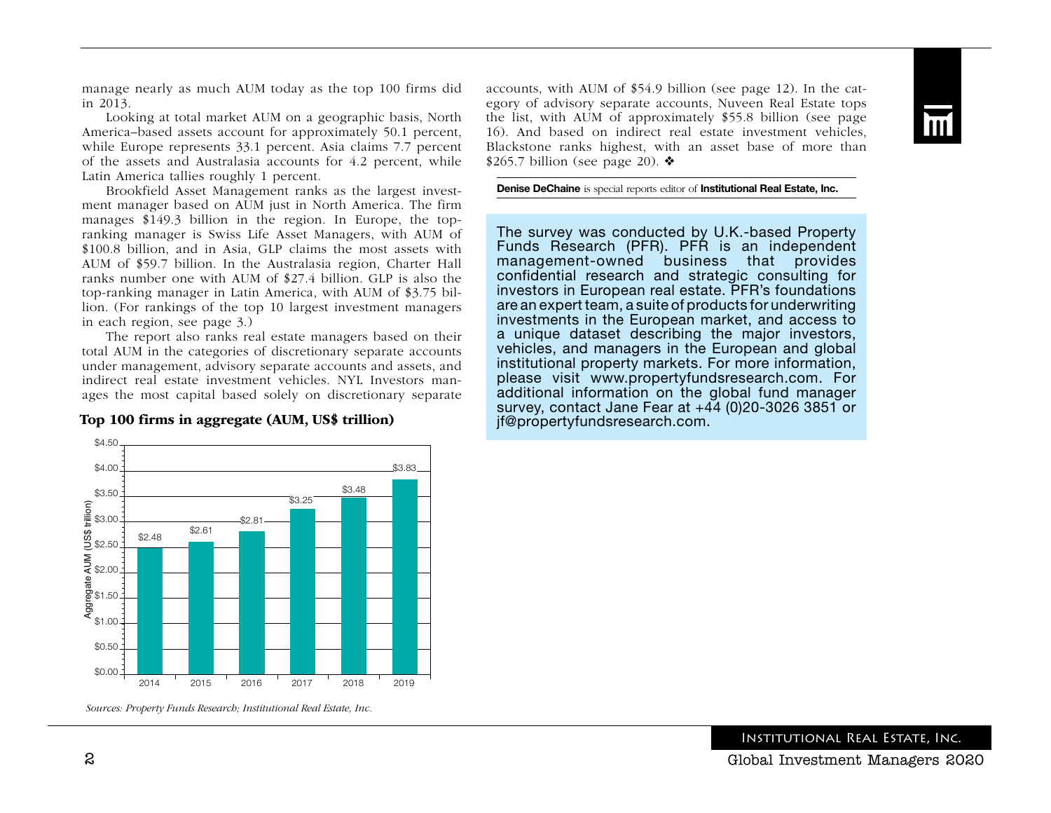manage nearly as much AUM today as the top 100 firms did in 2013.

Looking at total market AUM on a geographic basis, North America–based assets account for approximately 50.1 percent, while Europe represents 33.1 percent. Asia claims 7.7 percent of the assets and Australasia accounts for 4.2 percent, while Latin America tallies roughly 1 percent.

Brookfield Asset Management ranks as the largest investment manager based on AUM just in North America. The firm manages $149.3 billion in the region. In Europe, the top-ranking manager is Swiss Life Asset Managers, with AUM of $100.8 billion, and in Asia, GLP claims the most assets with AUM of $59.7 billion. In the Australasia region, Charter Hall ranks number one with AUM of $27.4 billion. GLP is also the top-ranking manager in Latin America, with AUM of $3.75 billion. (For rankings of the top 10 largest investment managers in each region, see page 3.)

The report also ranks real estate managers based on their total AUM in the categories of discretionary separate accounts under management, advisory separate accounts and assets, and indirect real estate investment vehicles. NYL Investors manages the most capital based solely on discretionary separate accounts, with AUM of $54.9 billion (see page 12). In the category of advisory separate accounts, Nuveen Real Estate tops the list, with AUM of approximately $55.8 billion (see page 16). And based on indirect real estate investment vehicles, Blackstone ranks highest, with an asset base of more than $265.7 billion (see page 20). ❖

**Denise DeChaine** is special reports editor of **Institutional Real Estate, Inc.**

**Top 100 firms in aggregate (AUM, US$ trillion)**

| Year | Aggregate AUM (US$ trillion) |
|---|---|
| 2014 | $2.48 |
| 2015 | $2.61 |
| 2016 | $2.81 |
| 2017 | $3.25 |
| 2018 | $3.48 |
| 2019 | $3.83 |

*Sources: Property Funds Research; Institutional Real Estate, Inc.*

The survey was conducted by U.K.-based Property Funds Research (PFR). PFR is an independent management-owned business that provides confidential research and strategic consulting for investors in European real estate. PFR's foundations are an expert team, a suite of products for underwriting investments in the European market, and access to a unique dataset describing the major investors, vehicles, and managers in the European and global institutional property markets. For more information, please visit www.propertyfundsresearch.com. For additional information on the global fund manager survey, contact Jane Fear at +44 (0)20-3026 3851 or jf@propertyfundsresearch.com.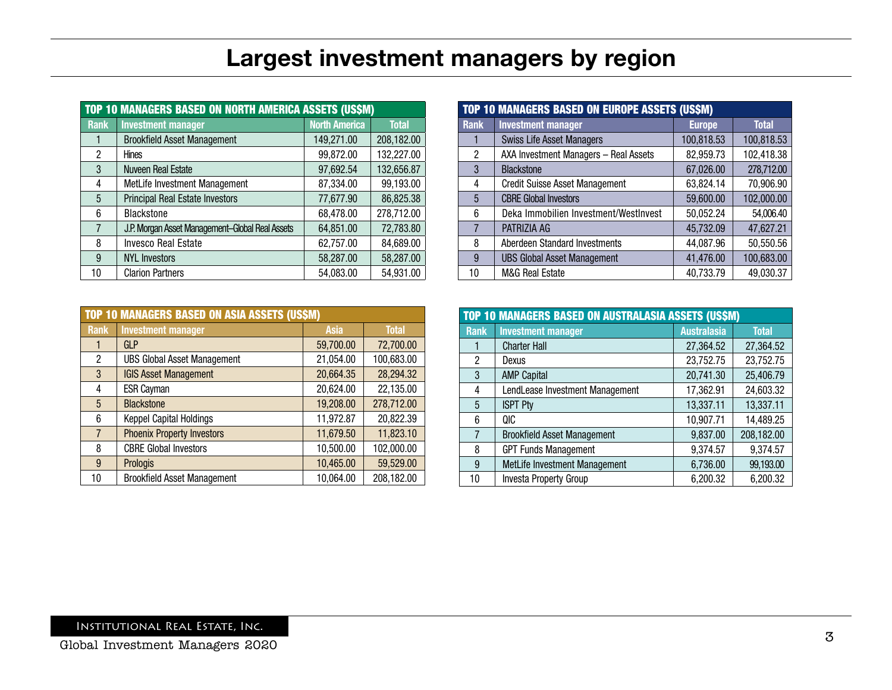# Largest investment managers by region

| TOP 10 MANAGERS BASED ON NORTH AMERICA ASSETS (US$M) | | | |
|---|---|---|---|
| Rank | Investment manager | North America | Total |
| 1 | Brookfield Asset Management | 149,271.00 | 208,182.00 |
| 2 | Hines | 99,872.00 | 132,227.00 |
| 3 | Nuveen Real Estate | 97,692.54 | 132,656.87 |
| 4 | MetLife Investment Management | 87,334.00 | 99,193.00 |
| 5 | Principal Real Estate Investors | 77,677.90 | 86,825.38 |
| 6 | Blackstone | 68,478.00 | 278,712.00 |
| 7 | J.P. Morgan Asset Management–Global Real Assets | 64,851.00 | 72,783.80 |
| 8 | Invesco Real Estate | 62,757.00 | 84,689.00 |
| 9 | NYL Investors | 58,287.00 | 58,287.00 |
| 10 | Clarion Partners | 54,083.00 | 54,931.00 |

| TOP 10 MANAGERS BASED ON EUROPE ASSETS (US$M) | | | |
|---|---|---|---|
| Rank | Investment manager | Europe | Total |
| 1 | Swiss Life Asset Managers | 100,818.53 | 100,818.53 |
| 2 | AXA Investment Managers – Real Assets | 82,959.73 | 102,418.38 |
| 3 | Blackstone | 67,026.00 | 278,712.00 |
| 4 | Credit Suisse Asset Management | 63,824.14 | 70,906.90 |
| 5 | CBRE Global Investors | 59,600.00 | 102,000.00 |
| 6 | Deka Immobilien Investment/WestInvest | 50,052.24 | 54,006.40 |
| 7 | PATRIZIA AG | 45,732.09 | 47,627.21 |
| 8 | Aberdeen Standard Investments | 44,087.96 | 50,550.56 |
| 9 | UBS Global Asset Management | 41,476.00 | 100,683.00 |
| 10 | M&G Real Estate | 40,733.79 | 49,030.37 |

| TOP 10 MANAGERS BASED ON ASIA ASSETS (US$M) | | | |
|---|---|---|---|
| Rank | Investment manager | Asia | Total |
| 1 | GLP | 59,700.00 | 72,700.00 |
| 2 | UBS Global Asset Management | 21,054.00 | 100,683.00 |
| 3 | IGIS Asset Management | 20,664.35 | 28,294.32 |
| 4 | ESR Cayman | 20,624.00 | 22,135.00 |
| 5 | Blackstone | 19,208.00 | 278,712.00 |
| 6 | Keppel Capital Holdings | 11,972.87 | 20,822.39 |
| 7 | Phoenix Property Investors | 11,679.50 | 11,823.10 |
| 8 | CBRE Global Investors | 10,500.00 | 102,000.00 |
| 9 | Prologis | 10,465.00 | 59,529.00 |
| 10 | Brookfield Asset Management | 10,064.00 | 208,182.00 |

| TOP 10 MANAGERS BASED ON AUSTRALASIA ASSETS (US$M) | | | |
|---|---|---|---|
| Rank | Investment manager | Australasia | Total |
| 1 | Charter Hall | 27,364.52 | 27,364.52 |
| 2 | Dexus | 23,752.75 | 23,752.75 |
| 3 | AMP Capital | 20,741.30 | 25,406.79 |
| 4 | LendLease Investment Management | 17,362.91 | 24,603.32 |
| 5 | ISPT Pty | 13,337.11 | 13,337.11 |
| 6 | QIC | 10,907.71 | 14,489.25 |
| 7 | Brookfield Asset Management | 9,837.00 | 208,182.00 |
| 8 | GPT Funds Management | 9,374.57 | 9,374.57 |
| 9 | MetLife Investment Management | 6,736.00 | 99,193.00 |
| 10 | Investa Property Group | 6,200.32 | 6,200.32 |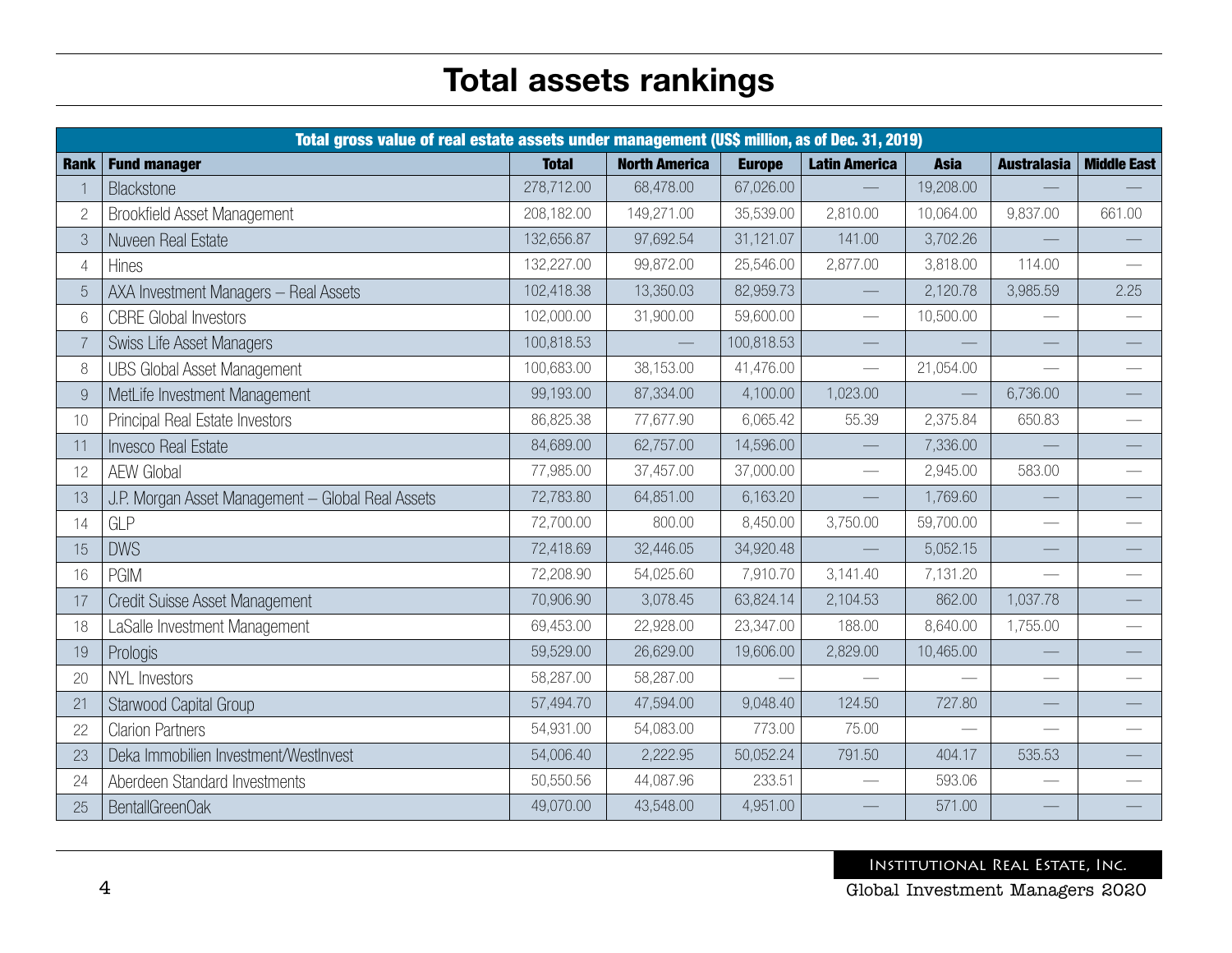# Total assets rankings

| Total gross value of real estate assets under management (US$ million, as of Dec. 31, 2019) | | | | | | | | |
|---|---|---|---|---|---|---|---|---|
| **Rank** | **Fund manager** | **Total** | **North America** | **Europe** | **Latin America** | **Asia** | **Australasia** | **Middle East** |
| 1 | Blackstone | 278,712.00 | 68,478.00 | 67,026.00 | — | 19,208.00 | — | — |
| 2 | Brookfield Asset Management | 208,182.00 | 149,271.00 | 35,539.00 | 2,810.00 | 10,064.00 | 9,837.00 | 661.00 |
| 3 | Nuveen Real Estate | 132,656.87 | 97,692.54 | 31,121.07 | 141.00 | 3,702.26 | — | — |
| 4 | Hines | 132,227.00 | 99,872.00 | 25,546.00 | 2,877.00 | 3,818.00 | 114.00 | — |
| 5 | AXA Investment Managers – Real Assets | 102,418.38 | 13,350.03 | 82,959.73 | — | 2,120.78 | 3,985.59 | 2.25 |
| 6 | CBRE Global Investors | 102,000.00 | 31,900.00 | 59,600.00 | — | 10,500.00 | — | — |
| 7 | Swiss Life Asset Managers | 100,818.53 | — | 100,818.53 | — | — | — | — |
| 8 | UBS Global Asset Management | 100,683.00 | 38,153.00 | 41,476.00 | — | 21,054.00 | — | — |
| 9 | MetLife Investment Management | 99,193.00 | 87,334.00 | 4,100.00 | 1,023.00 | — | 6,736.00 | — |
| 10 | Principal Real Estate Investors | 86,825.38 | 77,677.90 | 6,065.42 | 55.39 | 2,375.84 | 650.83 | — |
| 11 | Invesco Real Estate | 84,689.00 | 62,757.00 | 14,596.00 | — | 7,336.00 | — | — |
| 12 | AEW Global | 77,985.00 | 37,457.00 | 37,000.00 | — | 2,945.00 | 583.00 | — |
| 13 | J.P. Morgan Asset Management – Global Real Assets | 72,783.80 | 64,851.00 | 6,163.20 | — | 1,769.60 | — | — |
| 14 | GLP | 72,700.00 | 800.00 | 8,450.00 | 3,750.00 | 59,700.00 | — | — |
| 15 | DWS | 72,418.69 | 32,446.05 | 34,920.48 | — | 5,052.15 | — | — |
| 16 | PGIM | 72,208.90 | 54,025.60 | 7,910.70 | 3,141.40 | 7,131.20 | — | — |
| 17 | Credit Suisse Asset Management | 70,906.90 | 3,078.45 | 63,824.14 | 2,104.53 | 862.00 | 1,037.78 | — |
| 18 | LaSalle Investment Management | 69,453.00 | 22,928.00 | 23,347.00 | 188.00 | 8,640.00 | 1,755.00 | — |
| 19 | Prologis | 59,529.00 | 26,629.00 | 19,606.00 | 2,829.00 | 10,465.00 | — | — |
| 20 | NYL Investors | 58,287.00 | 58,287.00 | — | — | — | — | — |
| 21 | Starwood Capital Group | 57,494.70 | 47,594.00 | 9,048.40 | 124.50 | 727.80 | — | — |
| 22 | Clarion Partners | 54,931.00 | 54,083.00 | 773.00 | 75.00 | — | — | — |
| 23 | Deka Immobilien Investment/WestInvest | 54,006.40 | 2,222.95 | 50,052.24 | 791.50 | 404.17 | 535.53 | — |
| 24 | Aberdeen Standard Investments | 50,550.56 | 44,087.96 | 233.51 | — | 593.06 | — | — |
| 25 | BentallGreenOak | 49,070.00 | 43,548.00 | 4,951.00 | — | 571.00 | — | — |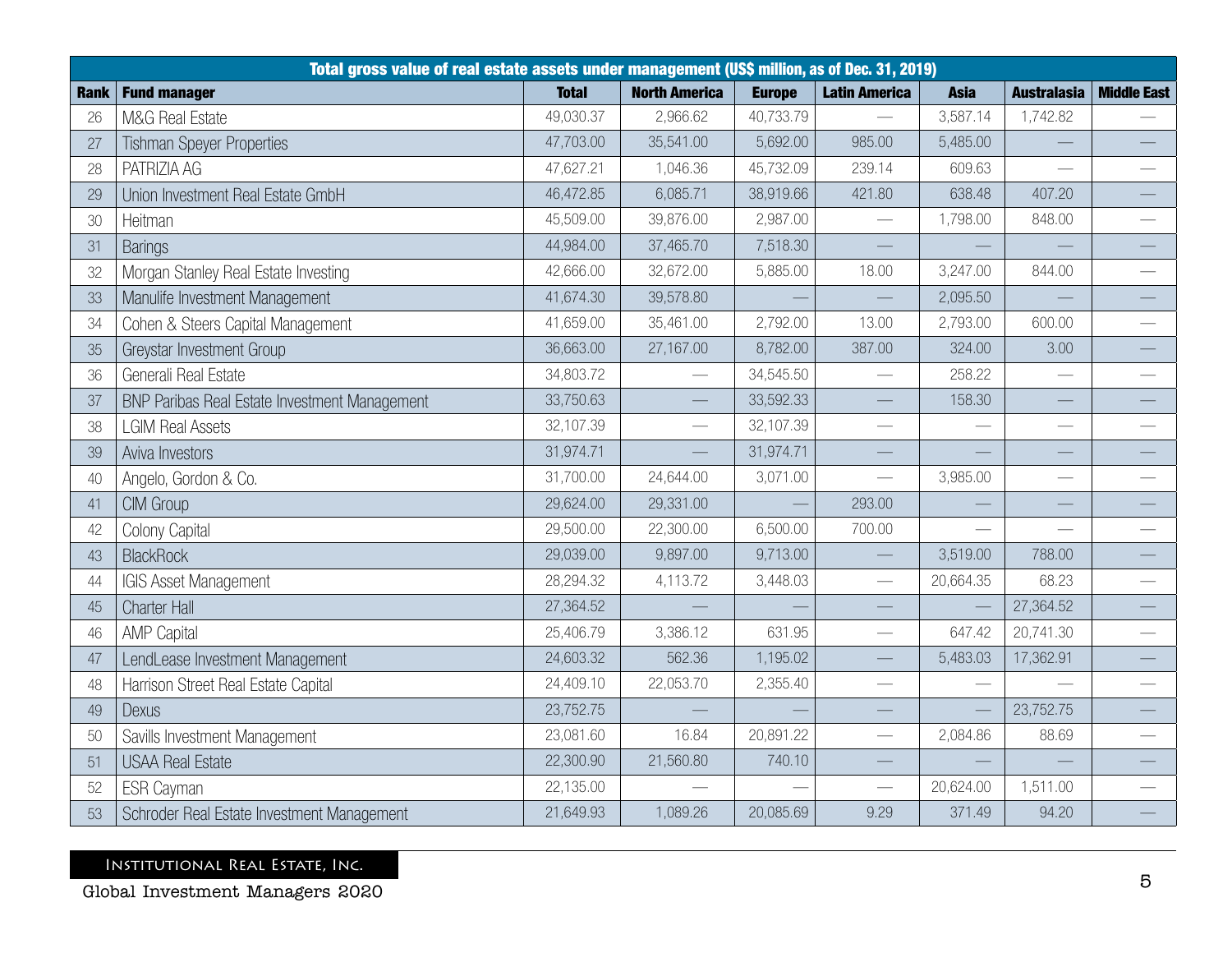| Total gross value of real estate assets under management (US$ million, as of Dec. 31, 2019) | | | | | | | | |
|---|---|---|---|---|---|---|---|---|
| **Rank** | **Fund manager** | **Total** | **North America** | **Europe** | **Latin America** | **Asia** | **Australasia** | **Middle East** |
| 26 | M&G Real Estate | 49,030.37 | 2,966.62 | 40,733.79 | — | 3,587.14 | 1,742.82 | — |
| 27 | Tishman Speyer Properties | 47,703.00 | 35,541.00 | 5,692.00 | 985.00 | 5,485.00 | — | — |
| 28 | PATRIZIA AG | 47,627.21 | 1,046.36 | 45,732.09 | 239.14 | 609.63 | — | — |
| 29 | Union Investment Real Estate GmbH | 46,472.85 | 6,085.71 | 38,919.66 | 421.80 | 638.48 | 407.20 | — |
| 30 | Heitman | 45,509.00 | 39,876.00 | 2,987.00 | — | 1,798.00 | 848.00 | — |
| 31 | Barings | 44,984.00 | 37,465.70 | 7,518.30 | — | — | — | — |
| 32 | Morgan Stanley Real Estate Investing | 42,666.00 | 32,672.00 | 5,885.00 | 18.00 | 3,247.00 | 844.00 | — |
| 33 | Manulife Investment Management | 41,674.30 | 39,578.80 | — | — | 2,095.50 | — | — |
| 34 | Cohen & Steers Capital Management | 41,659.00 | 35,461.00 | 2,792.00 | 13.00 | 2,793.00 | 600.00 | — |
| 35 | Greystar Investment Group | 36,663.00 | 27,167.00 | 8,782.00 | 387.00 | 324.00 | 3.00 | — |
| 36 | Generali Real Estate | 34,803.72 | — | 34,545.50 | — | 258.22 | — | — |
| 37 | BNP Paribas Real Estate Investment Management | 33,750.63 | — | 33,592.33 | — | 158.30 | — | — |
| 38 | LGIM Real Assets | 32,107.39 | — | 32,107.39 | — | — | — | — |
| 39 | Aviva Investors | 31,974.71 | — | 31,974.71 | — | — | — | — |
| 40 | Angelo, Gordon & Co. | 31,700.00 | 24,644.00 | 3,071.00 | — | 3,985.00 | — | — |
| 41 | CIM Group | 29,624.00 | 29,331.00 | — | 293.00 | — | — | — |
| 42 | Colony Capital | 29,500.00 | 22,300.00 | 6,500.00 | 700.00 | — | — | — |
| 43 | BlackRock | 29,039.00 | 9,897.00 | 9,713.00 | — | 3,519.00 | 788.00 | — |
| 44 | IGIS Asset Management | 28,294.32 | 4,113.72 | 3,448.03 | — | 20,664.35 | 68.23 | — |
| 45 | Charter Hall | 27,364.52 | — | — | — | — | 27,364.52 | — |
| 46 | AMP Capital | 25,406.79 | 3,386.12 | 631.95 | — | 647.42 | 20,741.30 | — |
| 47 | LendLease Investment Management | 24,603.32 | 562.36 | 1,195.02 | — | 5,483.03 | 17,362.91 | — |
| 48 | Harrison Street Real Estate Capital | 24,409.10 | 22,053.70 | 2,355.40 | — | — | — | — |
| 49 | Dexus | 23,752.75 | — | — | — | — | 23,752.75 | — |
| 50 | Savills Investment Management | 23,081.60 | 16.84 | 20,891.22 | — | 2,084.86 | 88.69 | — |
| 51 | USAA Real Estate | 22,300.90 | 21,560.80 | 740.10 | — | — | — | — |
| 52 | ESR Cayman | 22,135.00 | — | — | — | 20,624.00 | 1,511.00 | — |
| 53 | Schroder Real Estate Investment Management | 21,649.93 | 1,089.26 | 20,085.69 | 9.29 | 371.49 | 94.20 | — |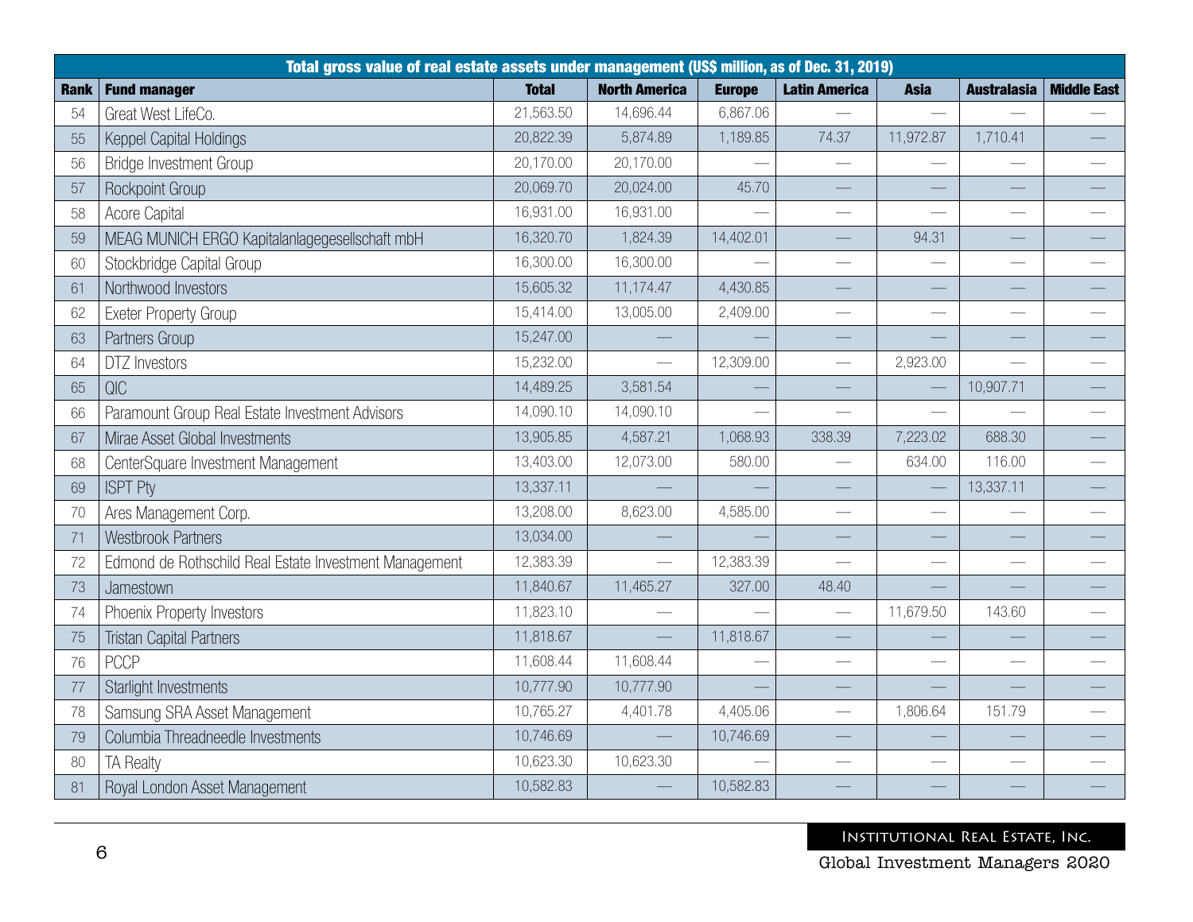| Total gross value of real estate assets under management (US$ million, as of Dec. 31, 2019) | | | | | | | | |
|---|---|---|---|---|---|---|---|---|
| Rank | Fund manager | Total | North America | Europe | Latin America | Asia | Australasia | Middle East |
| 54 | Great West LifeCo. | 21,563.50 | 14,696.44 | 6,867.06 | — | — | — | — |
| 55 | Keppel Capital Holdings | 20,822.39 | 5,874.89 | 1,189.85 | 74.37 | 11,972.87 | 1,710.41 | — |
| 56 | Bridge Investment Group | 20,170.00 | 20,170.00 | — | — | — | — | — |
| 57 | Rockpoint Group | 20,069.70 | 20,024.00 | 45.70 | — | — | — | — |
| 58 | Acore Capital | 16,931.00 | 16,931.00 | — | — | — | — | — |
| 59 | MEAG MUNICH ERGO Kapitalanlagegesellschaft mbH | 16,320.70 | 1,824.39 | 14,402.01 | — | 94.31 | — | — |
| 60 | Stockbridge Capital Group | 16,300.00 | 16,300.00 | — | — | — | — | — |
| 61 | Northwood Investors | 15,605.32 | 11,174.47 | 4,430.85 | — | — | — | — |
| 62 | Exeter Property Group | 15,414.00 | 13,005.00 | 2,409.00 | — | — | — | — |
| 63 | Partners Group | 15,247.00 | — | — | — | — | — | — |
| 64 | DTZ Investors | 15,232.00 | — | 12,309.00 | — | 2,923.00 | — | — |
| 65 | QIC | 14,489.25 | 3,581.54 | — | — | — | 10,907.71 | — |
| 66 | Paramount Group Real Estate Investment Advisors | 14,090.10 | 14,090.10 | — | — | — | — | — |
| 67 | Mirae Asset Global Investments | 13,905.85 | 4,587.21 | 1,068.93 | 338.39 | 7,223.02 | 688.30 | — |
| 68 | CenterSquare Investment Management | 13,403.00 | 12,073.00 | 580.00 | — | 634.00 | 116.00 | — |
| 69 | ISPT Pty | 13,337.11 | — | — | — | — | 13,337.11 | — |
| 70 | Ares Management Corp. | 13,208.00 | 8,623.00 | 4,585.00 | — | — | — | — |
| 71 | Westbrook Partners | 13,034.00 | — | — | — | — | — | — |
| 72 | Edmond de Rothschild Real Estate Investment Management | 12,383.39 | — | 12,383.39 | — | — | — | — |
| 73 | Jamestown | 11,840.67 | 11,465.27 | 327.00 | 48.40 | — | — | — |
| 74 | Phoenix Property Investors | 11,823.10 | — | — | — | 11,679.50 | 143.60 | — |
| 75 | Tristan Capital Partners | 11,818.67 | — | 11,818.67 | — | — | — | — |
| 76 | PCCP | 11,608.44 | 11,608.44 | — | — | — | — | — |
| 77 | Starlight Investments | 10,777.90 | 10,777.90 | — | — | — | — | — |
| 78 | Samsung SRA Asset Management | 10,765.27 | 4,401.78 | 4,405.06 | — | 1,806.64 | 151.79 | — |
| 79 | Columbia Threadneedle Investments | 10,746.69 | — | 10,746.69 | — | — | — | — |
| 80 | TA Realty | 10,623.30 | 10,623.30 | — | — | — | — | — |
| 81 | Royal London Asset Management | 10,582.83 | — | 10,582.83 | — | — | — | — |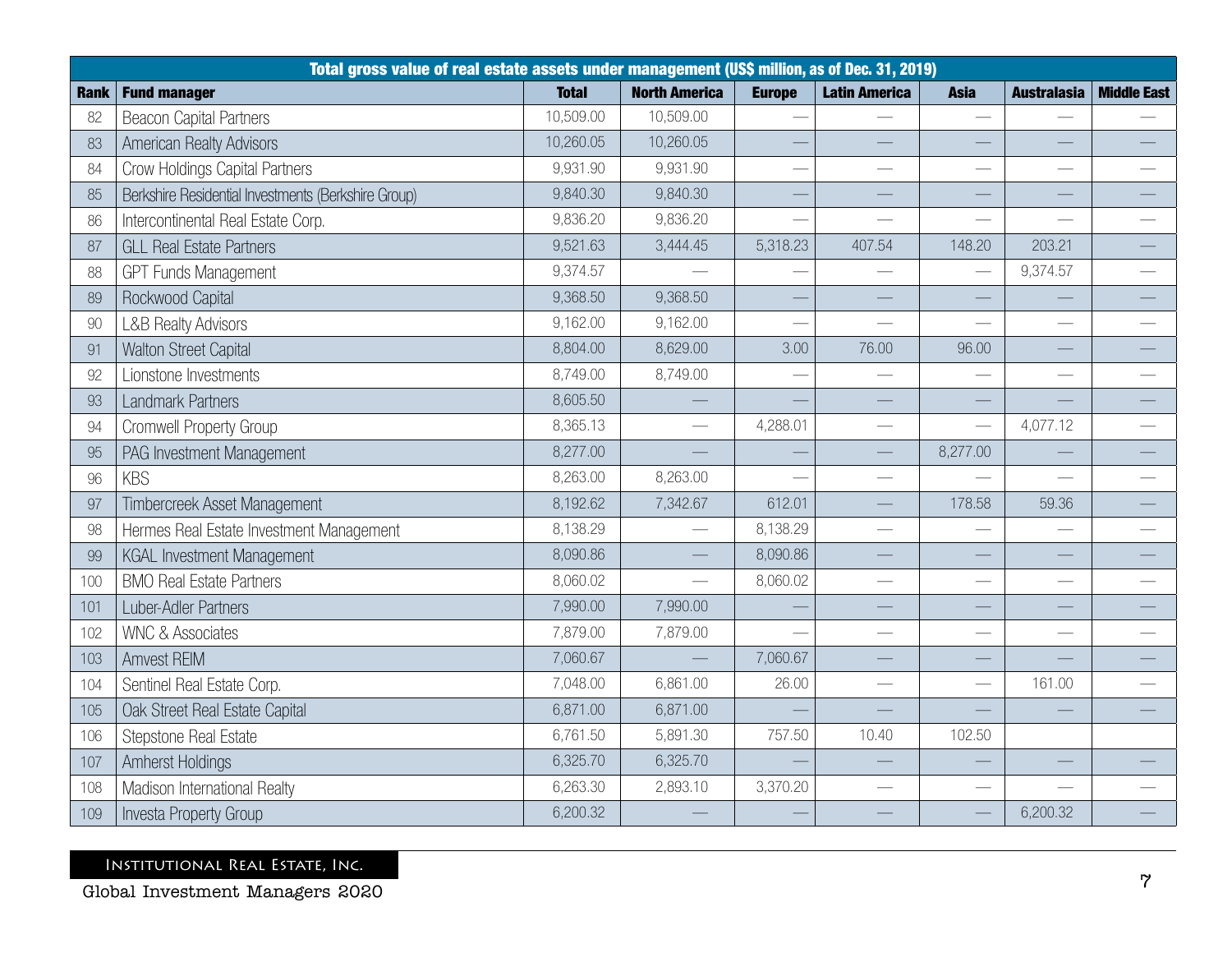| Total gross value of real estate assets under management (US$ million, as of Dec. 31, 2019) | | | | | | | | |
|---|---|---|---|---|---|---|---|---|
| **Rank** | **Fund manager** | **Total** | **North America** | **Europe** | **Latin America** | **Asia** | **Australasia** | **Middle East** |
| 82 | Beacon Capital Partners | 10,509.00 | 10,509.00 | — | — | — | — | — |
| 83 | American Realty Advisors | 10,260.05 | 10,260.05 | — | — | — | — | — |
| 84 | Crow Holdings Capital Partners | 9,931.90 | 9,931.90 | — | — | — | — | — |
| 85 | Berkshire Residential Investments (Berkshire Group) | 9,840.30 | 9,840.30 | — | — | — | — | — |
| 86 | Intercontinental Real Estate Corp. | 9,836.20 | 9,836.20 | — | — | — | — | — |
| 87 | GLL Real Estate Partners | 9,521.63 | 3,444.45 | 5,318.23 | 407.54 | 148.20 | 203.21 | — |
| 88 | GPT Funds Management | 9,374.57 | — | — | — | — | 9,374.57 | — |
| 89 | Rockwood Capital | 9,368.50 | 9,368.50 | — | — | — | — | — |
| 90 | L&B Realty Advisors | 9,162.00 | 9,162.00 | — | — | — | — | — |
| 91 | Walton Street Capital | 8,804.00 | 8,629.00 | 3.00 | 76.00 | 96.00 | — | — |
| 92 | Lionstone Investments | 8,749.00 | 8,749.00 | — | — | — | — | — |
| 93 | Landmark Partners | 8,605.50 | — | — | — | — | — | — |
| 94 | Cromwell Property Group | 8,365.13 | — | 4,288.01 | — | — | 4,077.12 | — |
| 95 | PAG Investment Management | 8,277.00 | — | — | — | 8,277.00 | — | — |
| 96 | KBS | 8,263.00 | 8,263.00 | — | — | — | — | — |
| 97 | Timbercreek Asset Management | 8,192.62 | 7,342.67 | 612.01 | — | 178.58 | 59.36 | — |
| 98 | Hermes Real Estate Investment Management | 8,138.29 | — | 8,138.29 | — | — | — | — |
| 99 | KGAL Investment Management | 8,090.86 | — | 8,090.86 | — | — | — | — |
| 100 | BMO Real Estate Partners | 8,060.02 | — | 8,060.02 | — | — | — | — |
| 101 | Luber-Adler Partners | 7,990.00 | 7,990.00 | — | — | — | — | — |
| 102 | WNC & Associates | 7,879.00 | 7,879.00 | — | — | — | — | — |
| 103 | Amvest REIM | 7,060.67 | — | 7,060.67 | — | — | — | — |
| 104 | Sentinel Real Estate Corp. | 7,048.00 | 6,861.00 | 26.00 | — | — | 161.00 | — |
| 105 | Oak Street Real Estate Capital | 6,871.00 | 6,871.00 | — | — | — | — | — |
| 106 | Stepstone Real Estate | 6,761.50 | 5,891.30 | 757.50 | 10.40 | 102.50 | | |
| 107 | Amherst Holdings | 6,325.70 | 6,325.70 | — | — | — | — | — |
| 108 | Madison International Realty | 6,263.30 | 2,893.10 | 3,370.20 | — | — | — | — |
| 109 | Investa Property Group | 6,200.32 | — | — | — | — | 6,200.32 | — |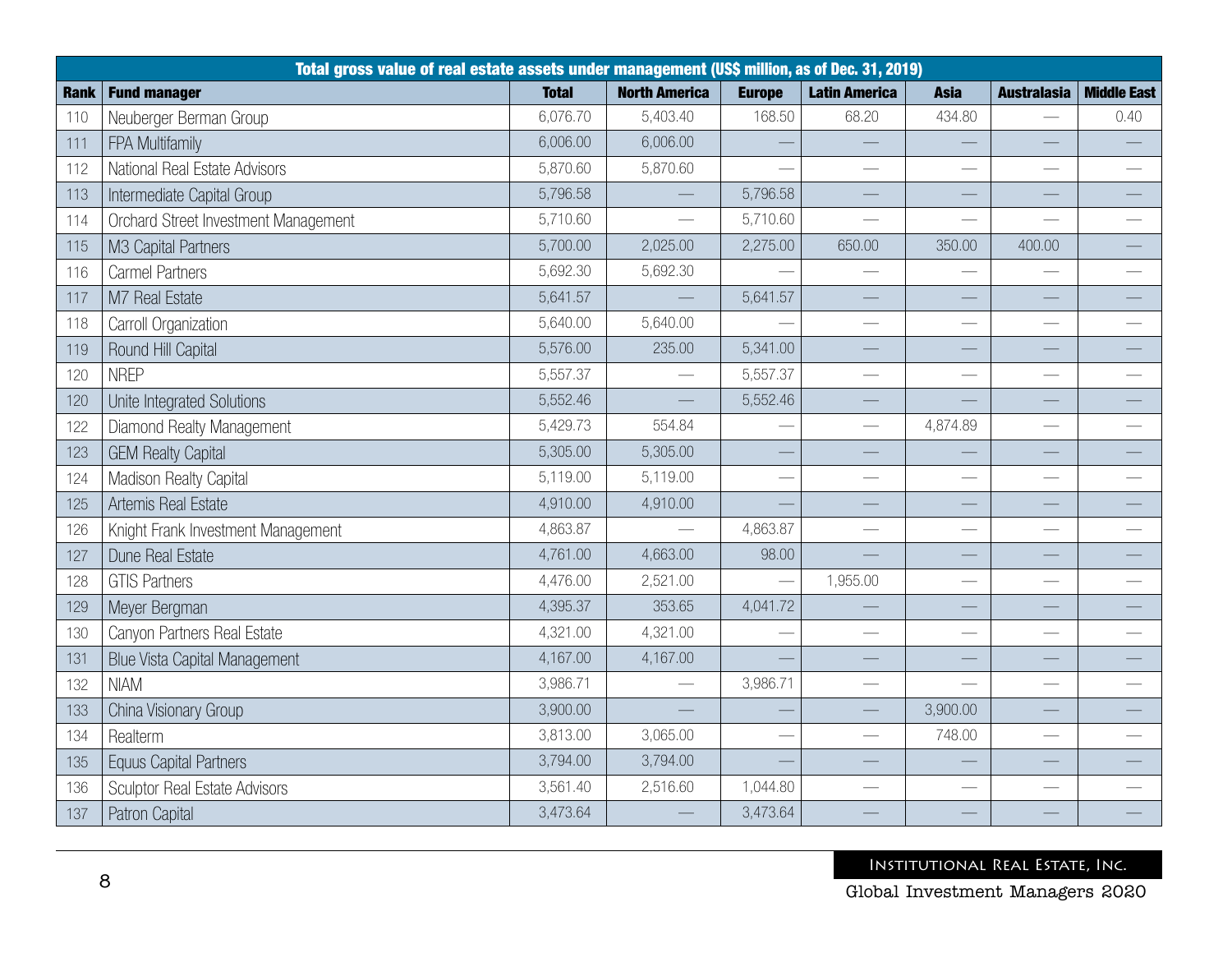| Total gross value of real estate assets under management (US$ million, as of Dec. 31, 2019) | | | | | | | | |
|---|---|---|---|---|---|---|---|---|
| Rank | Fund manager | Total | North America | Europe | Latin America | Asia | Australasia | Middle East |
| 110 | Neuberger Berman Group | 6,076.70 | 5,403.40 | 168.50 | 68.20 | 434.80 | — | 0.40 |
| 111 | FPA Multifamily | 6,006.00 | 6,006.00 | — | — | — | — | — |
| 112 | National Real Estate Advisors | 5,870.60 | 5,870.60 | — | — | — | — | — |
| 113 | Intermediate Capital Group | 5,796.58 | — | 5,796.58 | — | — | — | — |
| 114 | Orchard Street Investment Management | 5,710.60 | — | 5,710.60 | — | — | — | — |
| 115 | M3 Capital Partners | 5,700.00 | 2,025.00 | 2,275.00 | 650.00 | 350.00 | 400.00 | — |
| 116 | Carmel Partners | 5,692.30 | 5,692.30 | — | — | — | — | — |
| 117 | M7 Real Estate | 5,641.57 | — | 5,641.57 | — | — | — | — |
| 118 | Carroll Organization | 5,640.00 | 5,640.00 | — | — | — | — | — |
| 119 | Round Hill Capital | 5,576.00 | 235.00 | 5,341.00 | — | — | — | — |
| 120 | NREP | 5,557.37 | — | 5,557.37 | — | — | — | — |
| 120 | Unite Integrated Solutions | 5,552.46 | — | 5,552.46 | — | — | — | — |
| 122 | Diamond Realty Management | 5,429.73 | 554.84 | — | — | 4,874.89 | — | — |
| 123 | GEM Realty Capital | 5,305.00 | 5,305.00 | — | — | — | — | — |
| 124 | Madison Realty Capital | 5,119.00 | 5,119.00 | — | — | — | — | — |
| 125 | Artemis Real Estate | 4,910.00 | 4,910.00 | — | — | — | — | — |
| 126 | Knight Frank Investment Management | 4,863.87 | — | 4,863.87 | — | — | — | — |
| 127 | Dune Real Estate | 4,761.00 | 4,663.00 | 98.00 | — | — | — | — |
| 128 | GTIS Partners | 4,476.00 | 2,521.00 | — | 1,955.00 | — | — | — |
| 129 | Meyer Bergman | 4,395.37 | 353.65 | 4,041.72 | — | — | — | — |
| 130 | Canyon Partners Real Estate | 4,321.00 | 4,321.00 | — | — | — | — | — |
| 131 | Blue Vista Capital Management | 4,167.00 | 4,167.00 | — | — | — | — | — |
| 132 | NIAM | 3,986.71 | — | 3,986.71 | — | — | — | — |
| 133 | China Visionary Group | 3,900.00 | — | — | — | 3,900.00 | — | — |
| 134 | Realterm | 3,813.00 | 3,065.00 | — | — | 748.00 | — | — |
| 135 | Equus Capital Partners | 3,794.00 | 3,794.00 | — | — | — | — | — |
| 136 | Sculptor Real Estate Advisors | 3,561.40 | 2,516.60 | 1,044.80 | — | — | — | — |
| 137 | Patron Capital | 3,473.64 | — | 3,473.64 | — | — | — | — |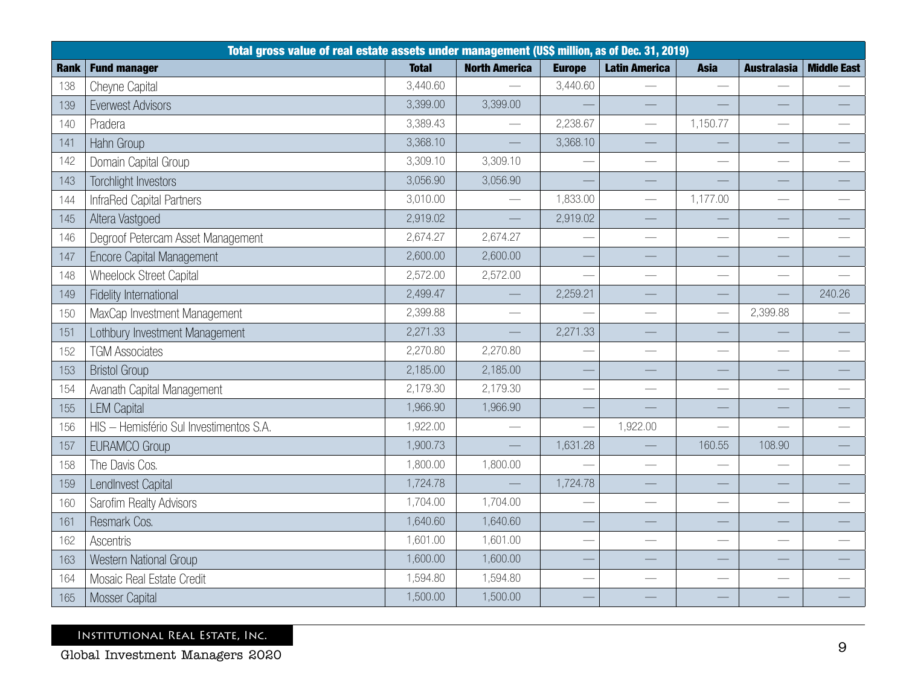| Total gross value of real estate assets under management (US$ million, as of Dec. 31, 2019) | | | | | | | | |
|---|---|---|---|---|---|---|---|---|
| **Rank** | **Fund manager** | **Total** | **North America** | **Europe** | **Latin America** | **Asia** | **Australasia** | **Middle East** |
| 138 | Cheyne Capital | 3,440.60 | — | 3,440.60 | — | — | — | — |
| 139 | Everwest Advisors | 3,399.00 | 3,399.00 | — | — | — | — | — |
| 140 | Pradera | 3,389.43 | — | 2,238.67 | — | 1,150.77 | — | — |
| 141 | Hahn Group | 3,368.10 | — | 3,368.10 | — | — | — | — |
| 142 | Domain Capital Group | 3,309.10 | 3,309.10 | — | — | — | — | — |
| 143 | Torchlight Investors | 3,056.90 | 3,056.90 | — | — | — | — | — |
| 144 | InfraRed Capital Partners | 3,010.00 | — | 1,833.00 | — | 1,177.00 | — | — |
| 145 | Altera Vastgoed | 2,919.02 | — | 2,919.02 | — | — | — | — |
| 146 | Degroof Petercam Asset Management | 2,674.27 | 2,674.27 | — | — | — | — | — |
| 147 | Encore Capital Management | 2,600.00 | 2,600.00 | — | — | — | — | — |
| 148 | Wheelock Street Capital | 2,572.00 | 2,572.00 | — | — | — | — | — |
| 149 | Fidelity International | 2,499.47 | — | 2,259.21 | — | — | — | 240.26 |
| 150 | MaxCap Investment Management | 2,399.88 | — | — | — | — | 2,399.88 | — |
| 151 | Lothbury Investment Management | 2,271.33 | — | 2,271.33 | — | — | — | — |
| 152 | TGM Associates | 2,270.80 | 2,270.80 | — | — | — | — | — |
| 153 | Bristol Group | 2,185.00 | 2,185.00 | — | — | — | — | — |
| 154 | Avanath Capital Management | 2,179.30 | 2,179.30 | — | — | — | — | — |
| 155 | LEM Capital | 1,966.90 | 1,966.90 | — | — | — | — | — |
| 156 | HIS – Hemisfério Sul Investimentos S.A. | 1,922.00 | — | — | 1,922.00 | — | — | — |
| 157 | EURAMCO Group | 1,900.73 | — | 1,631.28 | — | 160.55 | 108.90 | — |
| 158 | The Davis Cos. | 1,800.00 | 1,800.00 | — | — | — | — | — |
| 159 | LendInvest Capital | 1,724.78 | — | 1,724.78 | — | — | — | — |
| 160 | Sarofim Realty Advisors | 1,704.00 | 1,704.00 | — | — | — | — | — |
| 161 | Resmark Cos. | 1,640.60 | 1,640.60 | — | — | — | — | — |
| 162 | Ascentris | 1,601.00 | 1,601.00 | — | — | — | — | — |
| 163 | Western National Group | 1,600.00 | 1,600.00 | — | — | — | — | — |
| 164 | Mosaic Real Estate Credit | 1,594.80 | 1,594.80 | — | — | — | — | — |
| 165 | Mosser Capital | 1,500.00 | 1,500.00 | — | — | — | — | — |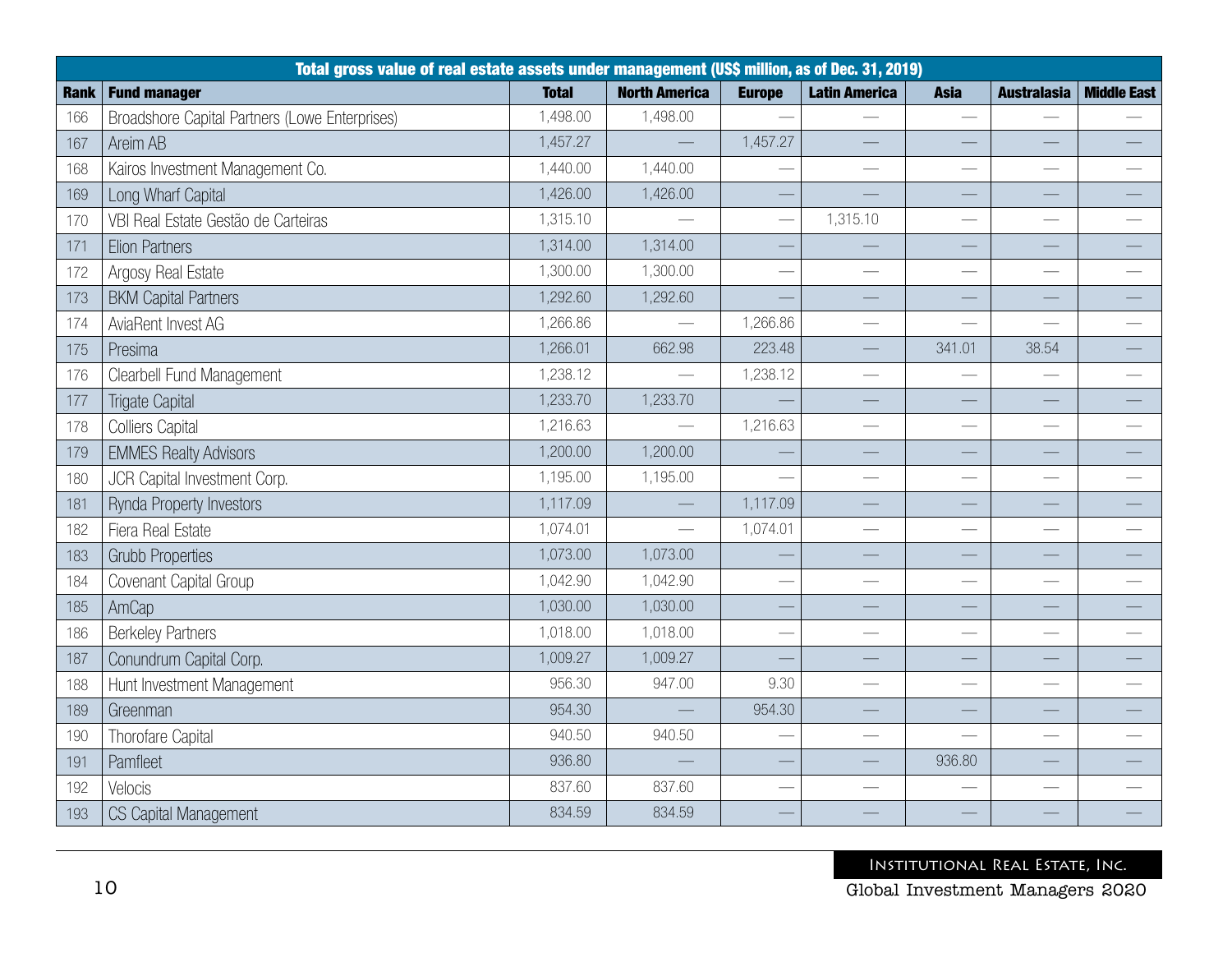| Total gross value of real estate assets under management (US$ million, as of Dec. 31, 2019) | | | | | | | | |
|---|---|---|---|---|---|---|---|---|
| **Rank** | **Fund manager** | **Total** | **North America** | **Europe** | **Latin America** | **Asia** | **Australasia** | **Middle East** |
| 166 | Broadshore Capital Partners (Lowe Enterprises) | 1,498.00 | 1,498.00 | — | — | — | — | — |
| 167 | Areim AB | 1,457.27 | — | 1,457.27 | — | — | — | — |
| 168 | Kairos Investment Management Co. | 1,440.00 | 1,440.00 | — | — | — | — | — |
| 169 | Long Wharf Capital | 1,426.00 | 1,426.00 | — | — | — | — | — |
| 170 | VBI Real Estate Gestão de Carteiras | 1,315.10 | — | — | 1,315.10 | — | — | — |
| 171 | Elion Partners | 1,314.00 | 1,314.00 | — | — | — | — | — |
| 172 | Argosy Real Estate | 1,300.00 | 1,300.00 | — | — | — | — | — |
| 173 | BKM Capital Partners | 1,292.60 | 1,292.60 | — | — | — | — | — |
| 174 | AviaRent Invest AG | 1,266.86 | — | 1,266.86 | — | — | — | — |
| 175 | Presima | 1,266.01 | 662.98 | 223.48 | — | 341.01 | 38.54 | — |
| 176 | Clearbell Fund Management | 1,238.12 | — | 1,238.12 | — | — | — | — |
| 177 | Trigate Capital | 1,233.70 | 1,233.70 | — | — | — | — | — |
| 178 | Colliers Capital | 1,216.63 | — | 1,216.63 | — | — | — | — |
| 179 | EMMES Realty Advisors | 1,200.00 | 1,200.00 | — | — | — | — | — |
| 180 | JCR Capital Investment Corp. | 1,195.00 | 1,195.00 | — | — | — | — | — |
| 181 | Rynda Property Investors | 1,117.09 | — | 1,117.09 | — | — | — | — |
| 182 | Fiera Real Estate | 1,074.01 | — | 1,074.01 | — | — | — | — |
| 183 | Grubb Properties | 1,073.00 | 1,073.00 | — | — | — | — | — |
| 184 | Covenant Capital Group | 1,042.90 | 1,042.90 | — | — | — | — | — |
| 185 | AmCap | 1,030.00 | 1,030.00 | — | — | — | — | — |
| 186 | Berkeley Partners | 1,018.00 | 1,018.00 | — | — | — | — | — |
| 187 | Conundrum Capital Corp. | 1,009.27 | 1,009.27 | — | — | — | — | — |
| 188 | Hunt Investment Management | 956.30 | 947.00 | 9.30 | — | — | — | — |
| 189 | Greenman | 954.30 | — | 954.30 | — | — | — | — |
| 190 | Thorofare Capital | 940.50 | 940.50 | — | — | — | — | — |
| 191 | Pamfleet | 936.80 | — | — | — | 936.80 | — | — |
| 192 | Velocis | 837.60 | 837.60 | — | — | — | — | — |
| 193 | CS Capital Management | 834.59 | 834.59 | — | — | — | — | — |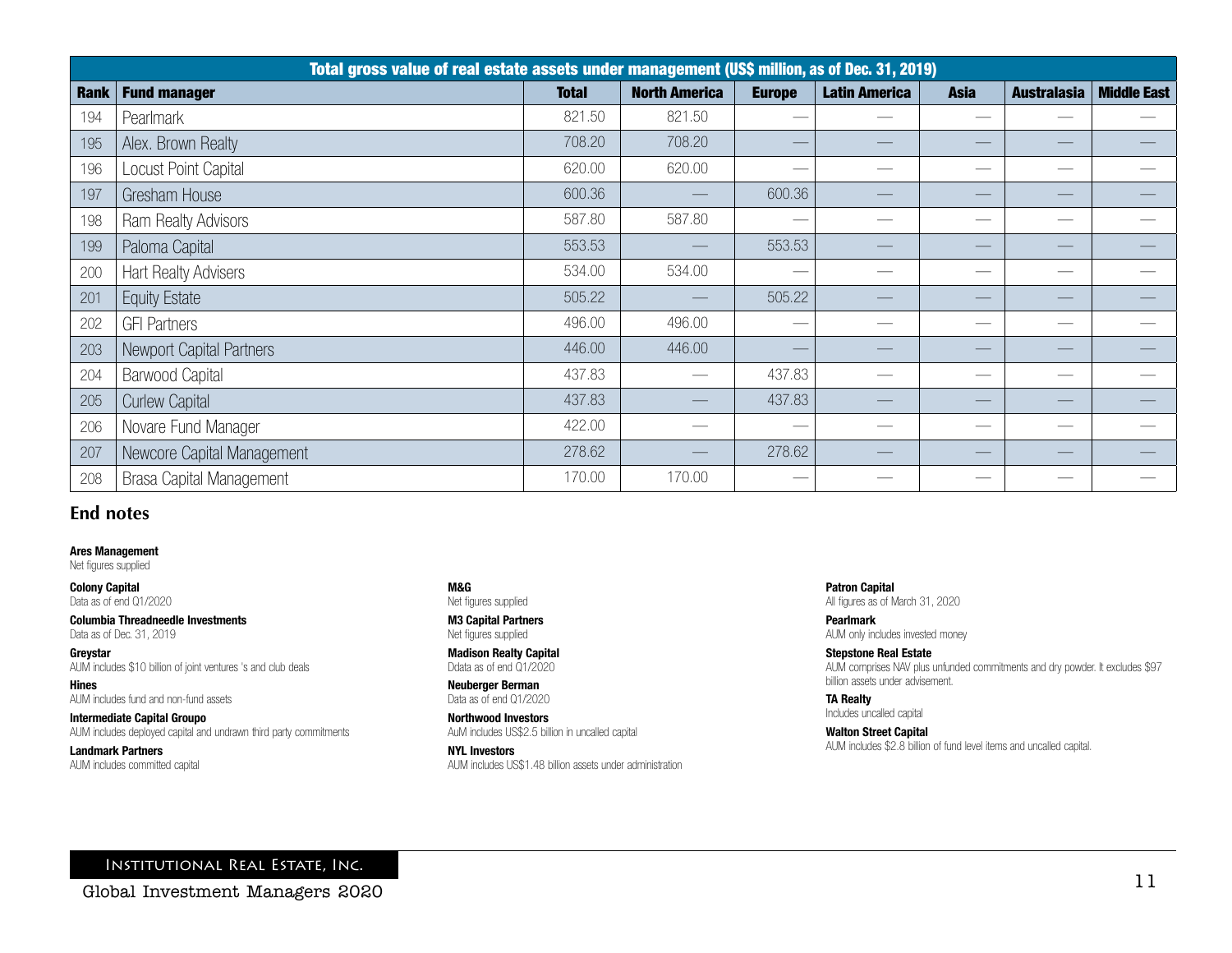| Total gross value of real estate assets under management (US$ million, as of Dec. 31, 2019) | | | | | | | | |
|---|---|---|---|---|---|---|---|---|
| **Rank** | **Fund manager** | **Total** | **North America** | **Europe** | **Latin America** | **Asia** | **Australasia** | **Middle East** |
| 194 | Pearlmark | 821.50 | 821.50 | — | — | — | — | — |
| 195 | Alex. Brown Realty | 708.20 | 708.20 | — | — | — | — | — |
| 196 | Locust Point Capital | 620.00 | 620.00 | — | — | — | — | — |
| 197 | Gresham House | 600.36 | — | 600.36 | — | — | — | — |
| 198 | Ram Realty Advisors | 587.80 | 587.80 | — | — | — | — | — |
| 199 | Paloma Capital | 553.53 | — | 553.53 | — | — | — | — |
| 200 | Hart Realty Advisers | 534.00 | 534.00 | — | — | — | — | — |
| 201 | Equity Estate | 505.22 | — | 505.22 | — | — | — | — |
| 202 | GFI Partners | 496.00 | 496.00 | — | — | — | — | — |
| 203 | Newport Capital Partners | 446.00 | 446.00 | — | — | — | — | — |
| 204 | Barwood Capital | 437.83 | — | 437.83 | — | — | — | — |
| 205 | Curlew Capital | 437.83 | — | 437.83 | — | — | — | — |
| 206 | Novare Fund Manager | 422.00 | — | — | — | — | — | — |
| 207 | Newcore Capital Management | 278.62 | — | 278.62 | — | — | — | — |
| 208 | Brasa Capital Management | 170.00 | 170.00 | — | — | — | — | — |

## End notes

**Ares Management**
Net figures supplied

**Colony Capital**
Data as of end Q1/2020

**Columbia Threadneedle Investments**
Data as of Dec. 31, 2019

**Greystar**
AUM includes $10 billion of joint ventures 's and club deals

**Hines**
AUM includes fund and non-fund assets

**Intermediate Capital Groupo**
AUM includes deployed capital and undrawn third party commitments

**Landmark Partners**
AUM includes committed capital

**M&G**
Net figures supplied

**M3 Capital Partners**
Net figures supplied

**Madison Realty Capital**
Ddata as of end Q1/2020

**Neuberger Berman**
Data as of end Q1/2020

**Northwood Investors**
AuM includes US$2.5 billion in uncalled capital

**NYL Investors**
AUM includes US$1.48 billion assets under administration

**Patron Capital**
All figures as of March 31, 2020

**Pearlmark**
AUM only includes invested money

**Stepstone Real Estate**
AUM comprises NAV plus unfunded commitments and dry powder. It excludes $97 billion assets under advisement.

**TA Realty**
Includes uncalled capital

**Walton Street Capital**
AUM includes $2.8 billion of fund level items and uncalled capital.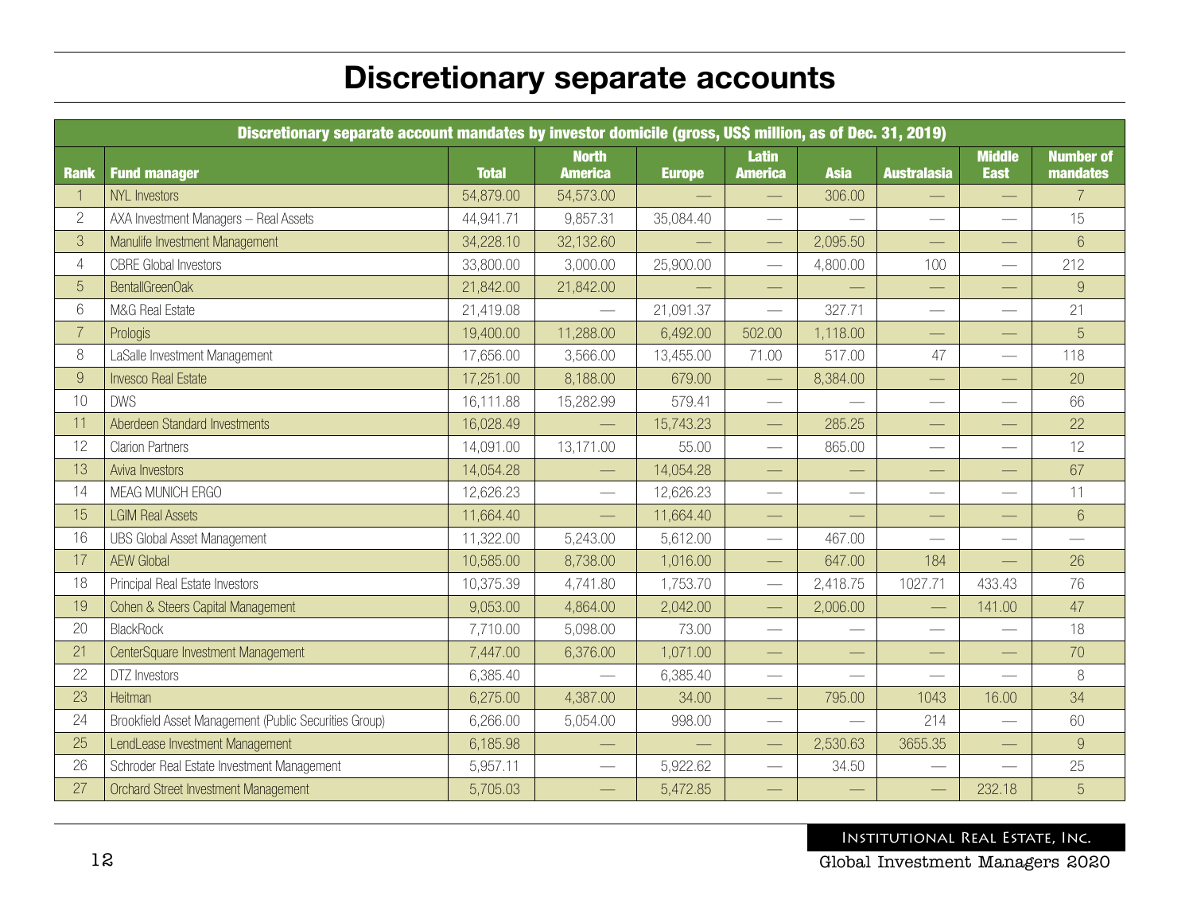# Discretionary separate accounts

| Discretionary separate account mandates by investor domicile (gross, US$ million, as of Dec. 31, 2019) | | | | | | | | | |
|---|---|---|---|---|---|---|---|---|---|
| **Rank** | **Fund manager** | **Total** | **North America** | **Europe** | **Latin America** | **Asia** | **Australasia** | **Middle East** | **Number of mandates** |
| 1 | NYL Investors | 54,879.00 | 54,573.00 | — | — | 306.00 | — | — | 7 |
| 2 | AXA Investment Managers – Real Assets | 44,941.71 | 9,857.31 | 35,084.40 | — | — | — | — | 15 |
| 3 | Manulife Investment Management | 34,228.10 | 32,132.60 | — | — | 2,095.50 | — | — | 6 |
| 4 | CBRE Global Investors | 33,800.00 | 3,000.00 | 25,900.00 | — | 4,800.00 | 100 | — | 212 |
| 5 | BentallGreenOak | 21,842.00 | 21,842.00 | — | — | — | — | — | 9 |
| 6 | M&G Real Estate | 21,419.08 | — | 21,091.37 | — | 327.71 | — | — | 21 |
| 7 | Prologis | 19,400.00 | 11,288.00 | 6,492.00 | 502.00 | 1,118.00 | — | — | 5 |
| 8 | LaSalle Investment Management | 17,656.00 | 3,566.00 | 13,455.00 | 71.00 | 517.00 | 47 | — | 118 |
| 9 | Invesco Real Estate | 17,251.00 | 8,188.00 | 679.00 | — | 8,384.00 | — | — | 20 |
| 10 | DWS | 16,111.88 | 15,282.99 | 579.41 | — | — | — | — | 66 |
| 11 | Aberdeen Standard Investments | 16,028.49 | — | 15,743.23 | — | 285.25 | — | — | 22 |
| 12 | Clarion Partners | 14,091.00 | 13,171.00 | 55.00 | — | 865.00 | — | — | 12 |
| 13 | Aviva Investors | 14,054.28 | — | 14,054.28 | — | — | — | — | 67 |
| 14 | MEAG MUNICH ERGO | 12,626.23 | — | 12,626.23 | — | — | — | — | 11 |
| 15 | LGIM Real Assets | 11,664.40 | — | 11,664.40 | — | — | — | — | 6 |
| 16 | UBS Global Asset Management | 11,322.00 | 5,243.00 | 5,612.00 | — | 467.00 | — | — | — |
| 17 | AEW Global | 10,585.00 | 8,738.00 | 1,016.00 | — | 647.00 | 184 | — | 26 |
| 18 | Principal Real Estate Investors | 10,375.39 | 4,741.80 | 1,753.70 | — | 2,418.75 | 1027.71 | 433.43 | 76 |
| 19 | Cohen & Steers Capital Management | 9,053.00 | 4,864.00 | 2,042.00 | — | 2,006.00 | — | 141.00 | 47 |
| 20 | BlackRock | 7,710.00 | 5,098.00 | 73.00 | — | — | — | — | 18 |
| 21 | CenterSquare Investment Management | 7,447.00 | 6,376.00 | 1,071.00 | — | — | — | — | 70 |
| 22 | DTZ Investors | 6,385.40 | — | 6,385.40 | — | — | — | — | 8 |
| 23 | Heitman | 6,275.00 | 4,387.00 | 34.00 | — | 795.00 | 1043 | 16.00 | 34 |
| 24 | Brookfield Asset Management (Public Securities Group) | 6,266.00 | 5,054.00 | 998.00 | — | — | 214 | — | 60 |
| 25 | LendLease Investment Management | 6,185.98 | — | — | — | 2,530.63 | 3655.35 | — | 9 |
| 26 | Schroder Real Estate Investment Management | 5,957.11 | — | 5,922.62 | — | 34.50 | — | — | 25 |
| 27 | Orchard Street Investment Management | 5,705.03 | — | 5,472.85 | — | — | — | 232.18 | 5 |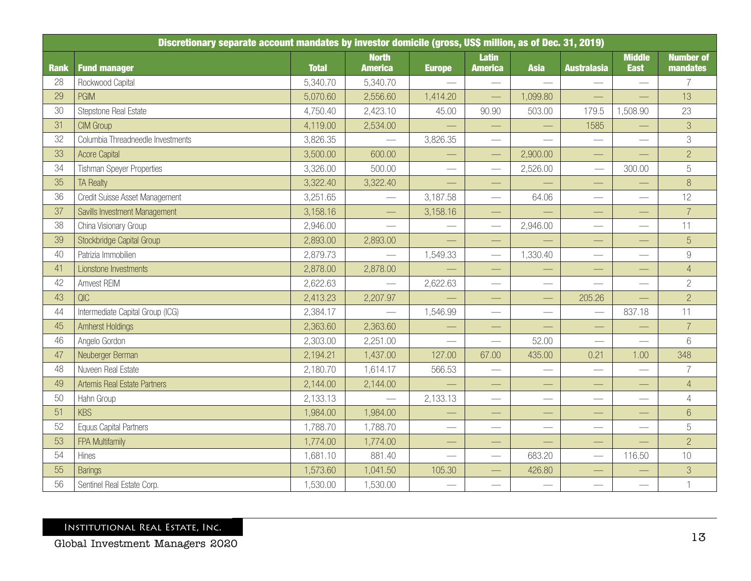| Discretionary separate account mandates by investor domicile (gross, US$ million, as of Dec. 31, 2019) | | | | | | | | | |
|---|---|---|---|---|---|---|---|---|---|
| **Rank** | **Fund manager** | **Total** | **North America** | **Europe** | **Latin America** | **Asia** | **Australasia** | **Middle East** | **Number of mandates** |
| 28 | Rockwood Capital | 5,340.70 | 5,340.70 | — | — | — | — | — | 7 |
| 29 | PGIM | 5,070.60 | 2,556.60 | 1,414.20 | — | 1,099.80 | — | — | 13 |
| 30 | Stepstone Real Estate | 4,750.40 | 2,423.10 | 45.00 | 90.90 | 503.00 | 179.5 | 1,508.90 | 23 |
| 31 | CIM Group | 4,119.00 | 2,534.00 | — | — | — | 1585 | — | 3 |
| 32 | Columbia Threadneedle Investments | 3,826.35 | — | 3,826.35 | — | — | — | — | 3 |
| 33 | Acore Capital | 3,500.00 | 600.00 | — | — | 2,900.00 | — | — | 2 |
| 34 | Tishman Speyer Properties | 3,326.00 | 500.00 | — | — | 2,526.00 | — | 300.00 | 5 |
| 35 | TA Realty | 3,322.40 | 3,322.40 | — | — | — | — | — | 8 |
| 36 | Credit Suisse Asset Management | 3,251.65 | — | 3,187.58 | — | 64.06 | — | — | 12 |
| 37 | Savills Investment Management | 3,158.16 | — | 3,158.16 | — | — | — | — | 7 |
| 38 | China Visionary Group | 2,946.00 | — | — | — | 2,946.00 | — | — | 11 |
| 39 | Stockbridge Capital Group | 2,893.00 | 2,893.00 | — | — | — | — | — | 5 |
| 40 | Patrizia Immobilien | 2,879.73 | — | 1,549.33 | — | 1,330.40 | — | — | 9 |
| 41 | Lionstone Investments | 2,878.00 | 2,878.00 | — | — | — | — | — | 4 |
| 42 | Amvest REIM | 2,622.63 | — | 2,622.63 | — | — | — | — | 2 |
| 43 | QIC | 2,413.23 | 2,207.97 | — | — | — | 205.26 | — | 2 |
| 44 | Intermediate Capital Group (ICG) | 2,384.17 | — | 1,546.99 | — | — | — | 837.18 | 11 |
| 45 | Amherst Holdings | 2,363.60 | 2,363.60 | — | — | — | — | — | 7 |
| 46 | Angelo Gordon | 2,303.00 | 2,251.00 | — | — | 52.00 | — | — | 6 |
| 47 | Neuberger Berman | 2,194.21 | 1,437.00 | 127.00 | 67.00 | 435.00 | 0.21 | 1.00 | 348 |
| 48 | Nuveen Real Estate | 2,180.70 | 1,614.17 | 566.53 | — | — | — | — | 7 |
| 49 | Artemis Real Estate Partners | 2,144.00 | 2,144.00 | — | — | — | — | — | 4 |
| 50 | Hahn Group | 2,133.13 | — | 2,133.13 | — | — | — | — | 4 |
| 51 | KBS | 1,984.00 | 1,984.00 | — | — | — | — | — | 6 |
| 52 | Equus Capital Partners | 1,788.70 | 1,788.70 | — | — | — | — | — | 5 |
| 53 | FPA Multifamily | 1,774.00 | 1,774.00 | — | — | — | — | — | 2 |
| 54 | Hines | 1,681.10 | 881.40 | — | — | 683.20 | — | 116.50 | 10 |
| 55 | Barings | 1,573.60 | 1,041.50 | 105.30 | — | 426.80 | — | — | 3 |
| 56 | Sentinel Real Estate Corp. | 1,530.00 | 1,530.00 | — | — | — | — | — | 1 |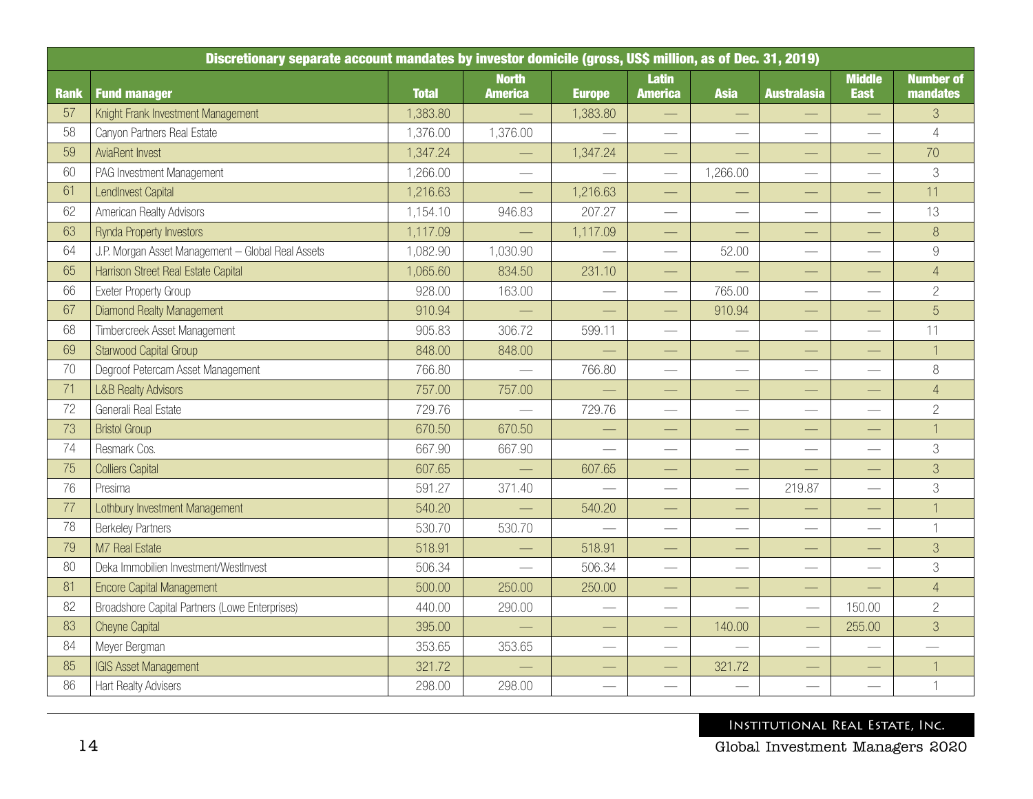| Discretionary separate account mandates by investor domicile (gross, US$ million, as of Dec. 31, 2019) | | | | | | | | | |
|---|---|---|---|---|---|---|---|---|---|
| **Rank** | **Fund manager** | **Total** | **North America** | **Europe** | **Latin America** | **Asia** | **Australasia** | **Middle East** | **Number of mandates** |
| 57 | Knight Frank Investment Management | 1,383.80 | — | 1,383.80 | — | — | — | — | 3 |
| 58 | Canyon Partners Real Estate | 1,376.00 | 1,376.00 | — | — | — | — | — | 4 |
| 59 | AviaRent Invest | 1,347.24 | — | 1,347.24 | — | — | — | — | 70 |
| 60 | PAG Investment Management | 1,266.00 | — | — | — | 1,266.00 | — | — | 3 |
| 61 | LendInvest Capital | 1,216.63 | — | 1,216.63 | — | — | — | — | 11 |
| 62 | American Realty Advisors | 1,154.10 | 946.83 | 207.27 | — | — | — | — | 13 |
| 63 | Rynda Property Investors | 1,117.09 | — | 1,117.09 | — | — | — | — | 8 |
| 64 | J.P. Morgan Asset Management – Global Real Assets | 1,082.90 | 1,030.90 | — | — | 52.00 | — | — | 9 |
| 65 | Harrison Street Real Estate Capital | 1,065.60 | 834.50 | 231.10 | — | — | — | — | 4 |
| 66 | Exeter Property Group | 928.00 | 163.00 | — | — | 765.00 | — | — | 2 |
| 67 | Diamond Realty Management | 910.94 | — | — | — | 910.94 | — | — | 5 |
| 68 | Timbercreek Asset Management | 905.83 | 306.72 | 599.11 | — | — | — | — | 11 |
| 69 | Starwood Capital Group | 848.00 | 848.00 | — | — | — | — | — | 1 |
| 70 | Degroof Petercam Asset Management | 766.80 | — | 766.80 | — | — | — | — | 8 |
| 71 | L&B Realty Advisors | 757.00 | 757.00 | — | — | — | — | — | 4 |
| 72 | Generali Real Estate | 729.76 | — | 729.76 | — | — | — | — | 2 |
| 73 | Bristol Group | 670.50 | 670.50 | — | — | — | — | — | 1 |
| 74 | Resmark Cos. | 667.90 | 667.90 | — | — | — | — | — | 3 |
| 75 | Colliers Capital | 607.65 | — | 607.65 | — | — | — | — | 3 |
| 76 | Presima | 591.27 | 371.40 | — | — | — | 219.87 | — | 3 |
| 77 | Lothbury Investment Management | 540.20 | — | 540.20 | — | — | — | — | 1 |
| 78 | Berkeley Partners | 530.70 | 530.70 | — | — | — | — | — | 1 |
| 79 | M7 Real Estate | 518.91 | — | 518.91 | — | — | — | — | 3 |
| 80 | Deka Immobilien Investment/WestInvest | 506.34 | — | 506.34 | — | — | — | — | 3 |
| 81 | Encore Capital Management | 500.00 | 250.00 | 250.00 | — | — | — | — | 4 |
| 82 | Broadshore Capital Partners (Lowe Enterprises) | 440.00 | 290.00 | — | — | — | — | 150.00 | 2 |
| 83 | Cheyne Capital | 395.00 | — | — | — | 140.00 | — | 255.00 | 3 |
| 84 | Meyer Bergman | 353.65 | 353.65 | — | — | — | — | — | — |
| 85 | IGIS Asset Management | 321.72 | — | — | — | 321.72 | — | — | 1 |
| 86 | Hart Realty Advisers | 298.00 | 298.00 | — | — | — | — | — | 1 |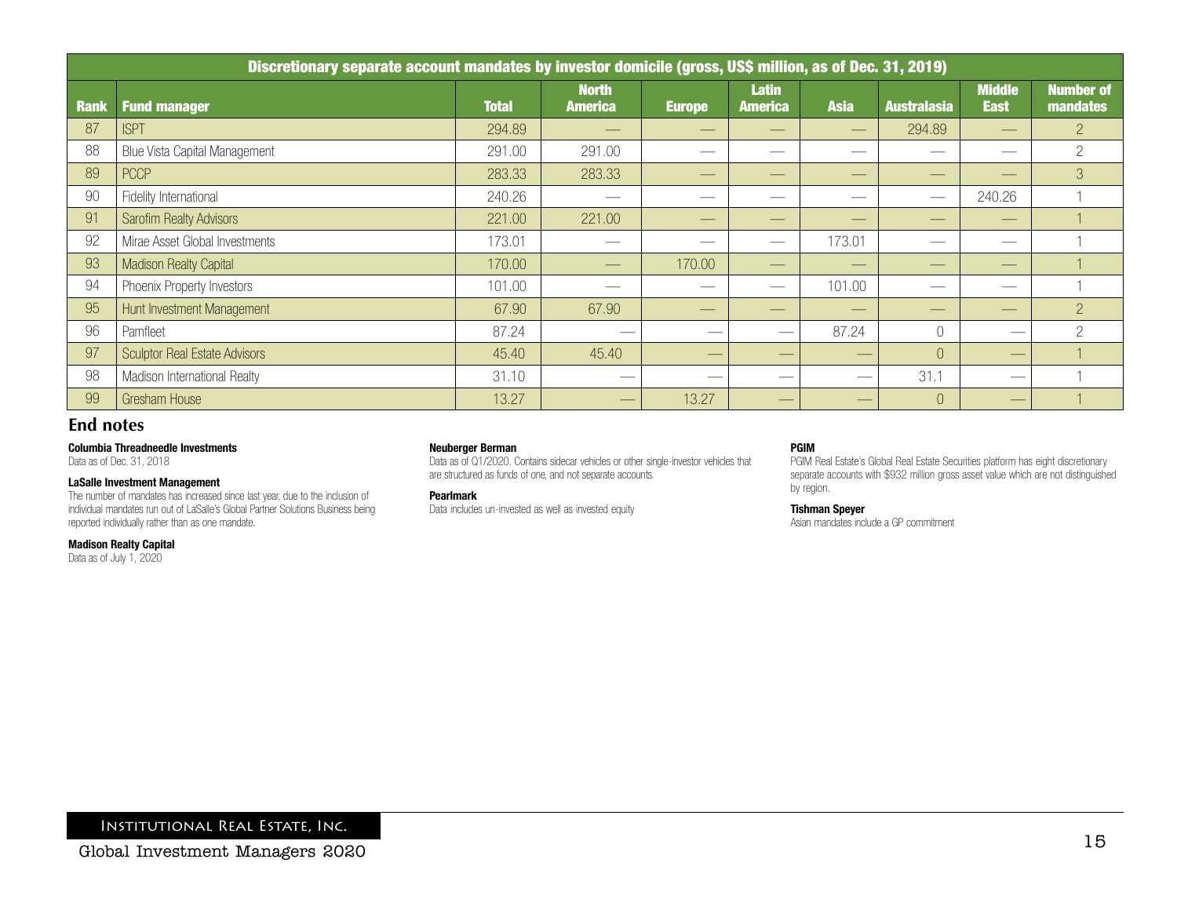| Discretionary separate account mandates by investor domicile (gross, US$ million, as of Dec. 31, 2019) | | | | | | | | | |
|---|---|---|---|---|---|---|---|---|---|
| Rank | Fund manager | Total | North America | Europe | Latin America | Asia | Australasia | Middle East | Number of mandates |
| 87 | ISPT | 294.89 | — | — | — | — | 294.89 | — | 2 |
| 88 | Blue Vista Capital Management | 291.00 | 291.00 | — | — | — | — | — | 2 |
| 89 | PCCP | 283.33 | 283.33 | — | — | — | — | — | 3 |
| 90 | Fidelity International | 240.26 | — | — | — | — | — | 240.26 | 1 |
| 91 | Sarofim Realty Advisors | 221.00 | 221.00 | — | — | — | — | — | 1 |
| 92 | Mirae Asset Global Investments | 173.01 | — | — | — | 173.01 | — | — | 1 |
| 93 | Madison Realty Capital | 170.00 | — | 170.00 | — | — | — | — | 1 |
| 94 | Phoenix Property Investors | 101.00 | — | — | — | 101.00 | — | — | 1 |
| 95 | Hunt Investment Management | 67.90 | 67.90 | — | — | — | — | — | 2 |
| 96 | Pamfleet | 87.24 | — | — | — | 87.24 | 0 | — | 2 |
| 97 | Sculptor Real Estate Advisors | 45.40 | 45.40 | — | — | — | 0 | — | 1 |
| 98 | Madison International Realty | 31.10 | — | — | — | — | 31.1 | — | 1 |
| 99 | Gresham House | 13.27 | — | 13.27 | — | — | 0 | — | 1 |

## End notes

**Columbia Threadneedle Investments**
Data as of Dec. 31, 2018

**LaSalle Investment Management**
The number of mandates has increased since last year, due to the inclusion of individual mandates run out of LaSalle's Global Partner Solutions Business being reported individually rather than as one mandate.

**Madison Realty Capital**
Data as of July 1, 2020

**Neuberger Berman**
Data as of Q1/2020. Contains sidecar vehicles or other single-investor vehicles that are structured as funds of one, and not separate accounts.

**Pearlmark**
Data includes un-invested as well as invested equity

**PGIM**
PGIM Real Estate's Global Real Estate Securities platform has eight discretionary separate accounts with $932 million gross asset value which are not distinguished by region.

**Tishman Speyer**
Asian mandates include a GP commitment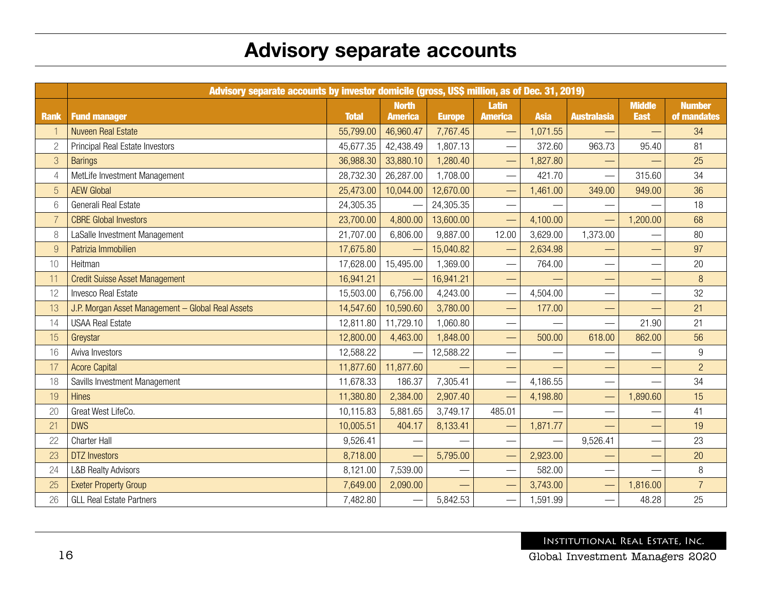# Advisory separate accounts

| Rank | Fund manager | Advisory separate accounts by investor domicile (gross, US$ million, as of Dec. 31, 2019) | | | | | | | |
|---|---|---|---|---|---|---|---|---|---|
| | | Total | North America | Europe | Latin America | Asia | Australasia | Middle East | Number of mandates |
| 1 | Nuveen Real Estate | 55,799.00 | 46,960.47 | 7,767.45 | — | 1,071.55 | — | — | 34 |
| 2 | Principal Real Estate Investors | 45,677.35 | 42,438.49 | 1,807.13 | — | 372.60 | 963.73 | 95.40 | 81 |
| 3 | Barings | 36,988.30 | 33,880.10 | 1,280.40 | — | 1,827.80 | — | — | 25 |
| 4 | MetLife Investment Management | 28,732.30 | 26,287.00 | 1,708.00 | — | 421.70 | — | 315.60 | 34 |
| 5 | AEW Global | 25,473.00 | 10,044.00 | 12,670.00 | — | 1,461.00 | 349.00 | 949.00 | 36 |
| 6 | Generali Real Estate | 24,305.35 | — | 24,305.35 | — | — | — | — | 18 |
| 7 | CBRE Global Investors | 23,700.00 | 4,800.00 | 13,600.00 | — | 4,100.00 | — | 1,200.00 | 68 |
| 8 | LaSalle Investment Management | 21,707.00 | 6,806.00 | 9,887.00 | 12.00 | 3,629.00 | 1,373.00 | — | 80 |
| 9 | Patrizia Immobilien | 17,675.80 | — | 15,040.82 | — | 2,634.98 | — | — | 97 |
| 10 | Heitman | 17,628.00 | 15,495.00 | 1,369.00 | — | 764.00 | — | — | 20 |
| 11 | Credit Suisse Asset Management | 16,941.21 | — | 16,941.21 | — | — | — | — | 8 |
| 12 | Invesco Real Estate | 15,503.00 | 6,756.00 | 4,243.00 | — | 4,504.00 | — | — | 32 |
| 13 | J.P. Morgan Asset Management – Global Real Assets | 14,547.60 | 10,590.60 | 3,780.00 | — | 177.00 | — | — | 21 |
| 14 | USAA Real Estate | 12,811.80 | 11,729.10 | 1,060.80 | — | — | — | 21.90 | 21 |
| 15 | Greystar | 12,800.00 | 4,463.00 | 1,848.00 | — | 500.00 | 618.00 | 862.00 | 56 |
| 16 | Aviva Investors | 12,588.22 | — | 12,588.22 | — | — | — | — | 9 |
| 17 | Acore Capital | 11,877.60 | 11,877.60 | — | — | — | — | — | 2 |
| 18 | Savills Investment Management | 11,678.33 | 186.37 | 7,305.41 | — | 4,186.55 | — | — | 34 |
| 19 | Hines | 11,380.80 | 2,384.00 | 2,907.40 | — | 4,198.80 | — | 1,890.60 | 15 |
| 20 | Great West LifeCo. | 10,115.83 | 5,881.65 | 3,749.17 | 485.01 | — | — | — | 41 |
| 21 | DWS | 10,005.51 | 404.17 | 8,133.41 | — | 1,871.77 | — | — | 19 |
| 22 | Charter Hall | 9,526.41 | — | — | — | — | 9,526.41 | — | 23 |
| 23 | DTZ Investors | 8,718.00 | — | 5,795.00 | — | 2,923.00 | — | — | 20 |
| 24 | L&B Realty Advisors | 8,121.00 | 7,539.00 | — | — | 582.00 | — | — | 8 |
| 25 | Exeter Property Group | 7,649.00 | 2,090.00 | — | — | 3,743.00 | — | 1,816.00 | 7 |
| 26 | GLL Real Estate Partners | 7,482.80 | — | 5,842.53 | — | 1,591.99 | — | 48.28 | 25 |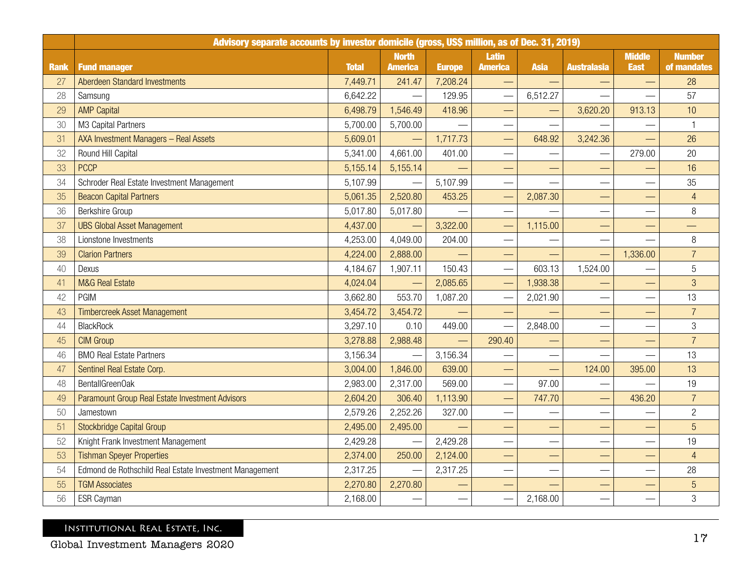| Rank | Advisory separate accounts by investor domicile (gross, US$ million, as of Dec. 31, 2019) | | | | | | | | |
|---|---|---|---|---|---|---|---|---|---|
| | Fund manager | Total | North America | Europe | Latin America | Asia | Australasia | Middle East | Number of mandates |
| 27 | Aberdeen Standard Investments | 7,449.71 | 241.47 | 7,208.24 | — | — | — | — | 28 |
| 28 | Samsung | 6,642.22 | — | 129.95 | — | 6,512.27 | — | — | 57 |
| 29 | AMP Capital | 6,498.79 | 1,546.49 | 418.96 | — | — | 3,620.20 | 913.13 | 10 |
| 30 | M3 Capital Partners | 5,700.00 | 5,700.00 | — | — | — | — | — | 1 |
| 31 | AXA Investment Managers – Real Assets | 5,609.01 | — | 1,717.73 | — | 648.92 | 3,242.36 | — | 26 |
| 32 | Round Hill Capital | 5,341.00 | 4,661.00 | 401.00 | — | — | — | 279.00 | 20 |
| 33 | PCCP | 5,155.14 | 5,155.14 | — | — | — | — | — | 16 |
| 34 | Schroder Real Estate Investment Management | 5,107.99 | — | 5,107.99 | — | — | — | — | 35 |
| 35 | Beacon Capital Partners | 5,061.35 | 2,520.80 | 453.25 | — | 2,087.30 | — | — | 4 |
| 36 | Berkshire Group | 5,017.80 | 5,017.80 | — | — | — | — | — | 8 |
| 37 | UBS Global Asset Management | 4,437.00 | — | 3,322.00 | — | 1,115.00 | — | — | — |
| 38 | Lionstone Investments | 4,253.00 | 4,049.00 | 204.00 | — | — | — | — | 8 |
| 39 | Clarion Partners | 4,224.00 | 2,888.00 | — | — | — | — | 1,336.00 | 7 |
| 40 | Dexus | 4,184.67 | 1,907.11 | 150.43 | — | 603.13 | 1,524.00 | — | 5 |
| 41 | M&G Real Estate | 4,024.04 | — | 2,085.65 | — | 1,938.38 | — | — | 3 |
| 42 | PGIM | 3,662.80 | 553.70 | 1,087.20 | — | 2,021.90 | — | — | 13 |
| 43 | Timbercreek Asset Management | 3,454.72 | 3,454.72 | — | — | — | — | — | 7 |
| 44 | BlackRock | 3,297.10 | 0.10 | 449.00 | — | 2,848.00 | — | — | 3 |
| 45 | CIM Group | 3,278.88 | 2,988.48 | — | 290.40 | — | — | — | 7 |
| 46 | BMO Real Estate Partners | 3,156.34 | — | 3,156.34 | — | — | — | — | 13 |
| 47 | Sentinel Real Estate Corp. | 3,004.00 | 1,846.00 | 639.00 | — | — | 124.00 | 395.00 | 13 |
| 48 | BentallGreenOak | 2,983.00 | 2,317.00 | 569.00 | — | 97.00 | — | — | 19 |
| 49 | Paramount Group Real Estate Investment Advisors | 2,604.20 | 306.40 | 1,113.90 | — | 747.70 | — | 436.20 | 7 |
| 50 | Jamestown | 2,579.26 | 2,252.26 | 327.00 | — | — | — | — | 2 |
| 51 | Stockbridge Capital Group | 2,495.00 | 2,495.00 | — | — | — | — | — | 5 |
| 52 | Knight Frank Investment Management | 2,429.28 | — | 2,429.28 | — | — | — | — | 19 |
| 53 | Tishman Speyer Properties | 2,374.00 | 250.00 | 2,124.00 | — | — | — | — | 4 |
| 54 | Edmond de Rothschild Real Estate Investment Management | 2,317.25 | — | 2,317.25 | — | — | — | — | 28 |
| 55 | TGM Associates | 2,270.80 | 2,270.80 | — | — | — | — | — | 5 |
| 56 | ESR Cayman | 2,168.00 | — | — | — | 2,168.00 | — | — | 3 |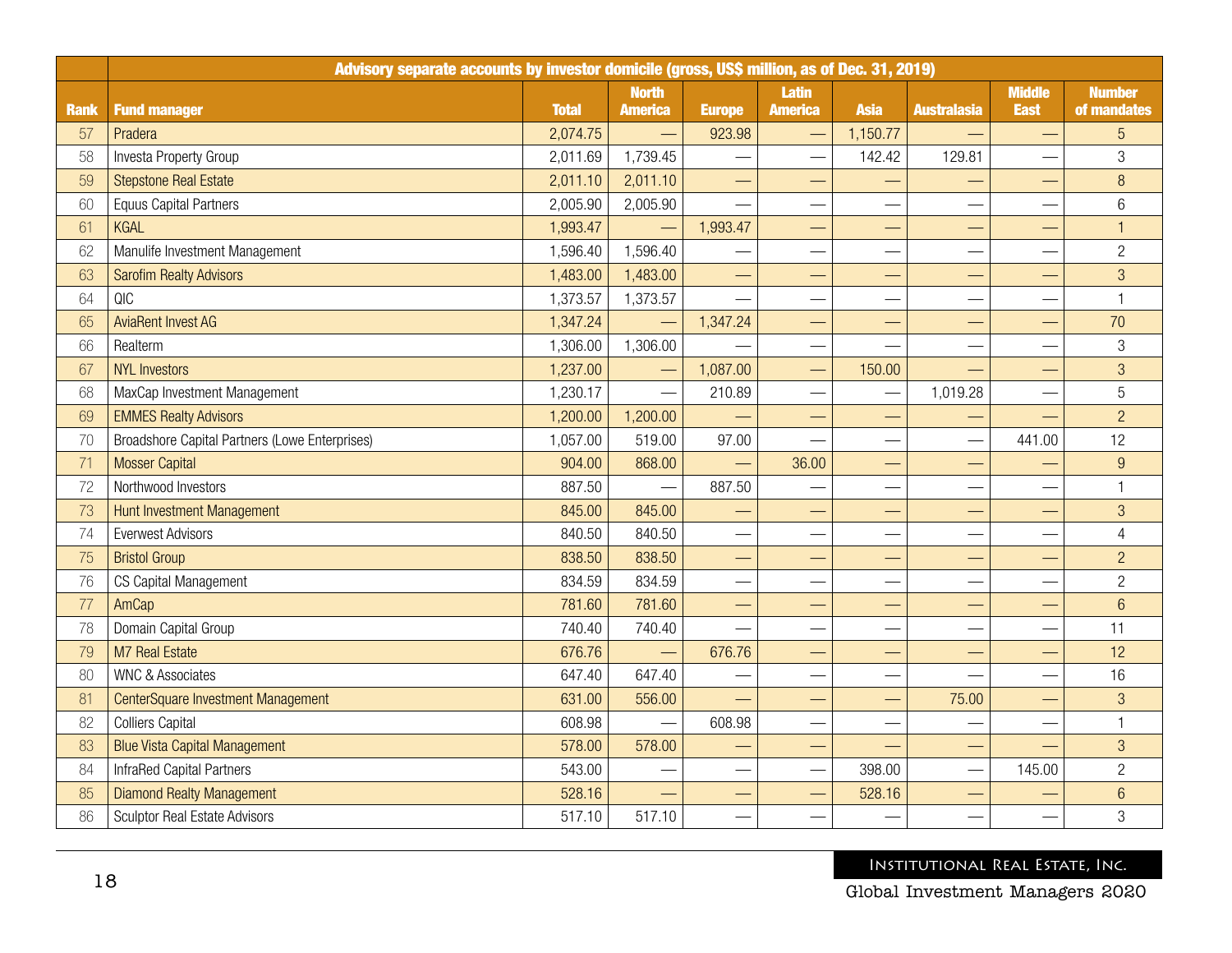| Rank | Advisory separate accounts by investor domicile (gross, US$ million, as of Dec. 31, 2019) | | | | | | | | |
|---|---|---|---|---|---|---|---|---|---|
| | Fund manager | Total | North America | Europe | Latin America | Asia | Australasia | Middle East | Number of mandates |
| 57 | Pradera | 2,074.75 | — | 923.98 | — | 1,150.77 | — | — | 5 |
| 58 | Investa Property Group | 2,011.69 | 1,739.45 | — | — | 142.42 | 129.81 | — | 3 |
| 59 | Stepstone Real Estate | 2,011.10 | 2,011.10 | — | — | — | — | — | 8 |
| 60 | Equus Capital Partners | 2,005.90 | 2,005.90 | — | — | — | — | — | 6 |
| 61 | KGAL | 1,993.47 | — | 1,993.47 | — | — | — | — | 1 |
| 62 | Manulife Investment Management | 1,596.40 | 1,596.40 | — | — | — | — | — | 2 |
| 63 | Sarofim Realty Advisors | 1,483.00 | 1,483.00 | — | — | — | — | — | 3 |
| 64 | QIC | 1,373.57 | 1,373.57 | — | — | — | — | — | 1 |
| 65 | AviaRent Invest AG | 1,347.24 | — | 1,347.24 | — | — | — | — | 70 |
| 66 | Realterm | 1,306.00 | 1,306.00 | — | — | — | — | — | 3 |
| 67 | NYL Investors | 1,237.00 | — | 1,087.00 | — | 150.00 | — | — | 3 |
| 68 | MaxCap Investment Management | 1,230.17 | — | 210.89 | — | — | 1,019.28 | — | 5 |
| 69 | EMMES Realty Advisors | 1,200.00 | 1,200.00 | — | — | — | — | — | 2 |
| 70 | Broadshore Capital Partners (Lowe Enterprises) | 1,057.00 | 519.00 | 97.00 | — | — | — | 441.00 | 12 |
| 71 | Mosser Capital | 904.00 | 868.00 | — | 36.00 | — | — | — | 9 |
| 72 | Northwood Investors | 887.50 | — | 887.50 | — | — | — | — | 1 |
| 73 | Hunt Investment Management | 845.00 | 845.00 | — | — | — | — | — | 3 |
| 74 | Everwest Advisors | 840.50 | 840.50 | — | — | — | — | — | 4 |
| 75 | Bristol Group | 838.50 | 838.50 | — | — | — | — | — | 2 |
| 76 | CS Capital Management | 834.59 | 834.59 | — | — | — | — | — | 2 |
| 77 | AmCap | 781.60 | 781.60 | — | — | — | — | — | 6 |
| 78 | Domain Capital Group | 740.40 | 740.40 | — | — | — | — | — | 11 |
| 79 | M7 Real Estate | 676.76 | — | 676.76 | — | — | — | — | 12 |
| 80 | WNC & Associates | 647.40 | 647.40 | — | — | — | — | — | 16 |
| 81 | CenterSquare Investment Management | 631.00 | 556.00 | — | — | — | 75.00 | — | 3 |
| 82 | Colliers Capital | 608.98 | — | 608.98 | — | — | — | — | 1 |
| 83 | Blue Vista Capital Management | 578.00 | 578.00 | — | — | — | — | — | 3 |
| 84 | InfraRed Capital Partners | 543.00 | — | — | — | 398.00 | — | 145.00 | 2 |
| 85 | Diamond Realty Management | 528.16 | — | — | — | 528.16 | — | — | 6 |
| 86 | Sculptor Real Estate Advisors | 517.10 | 517.10 | — | — | — | — | — | 3 |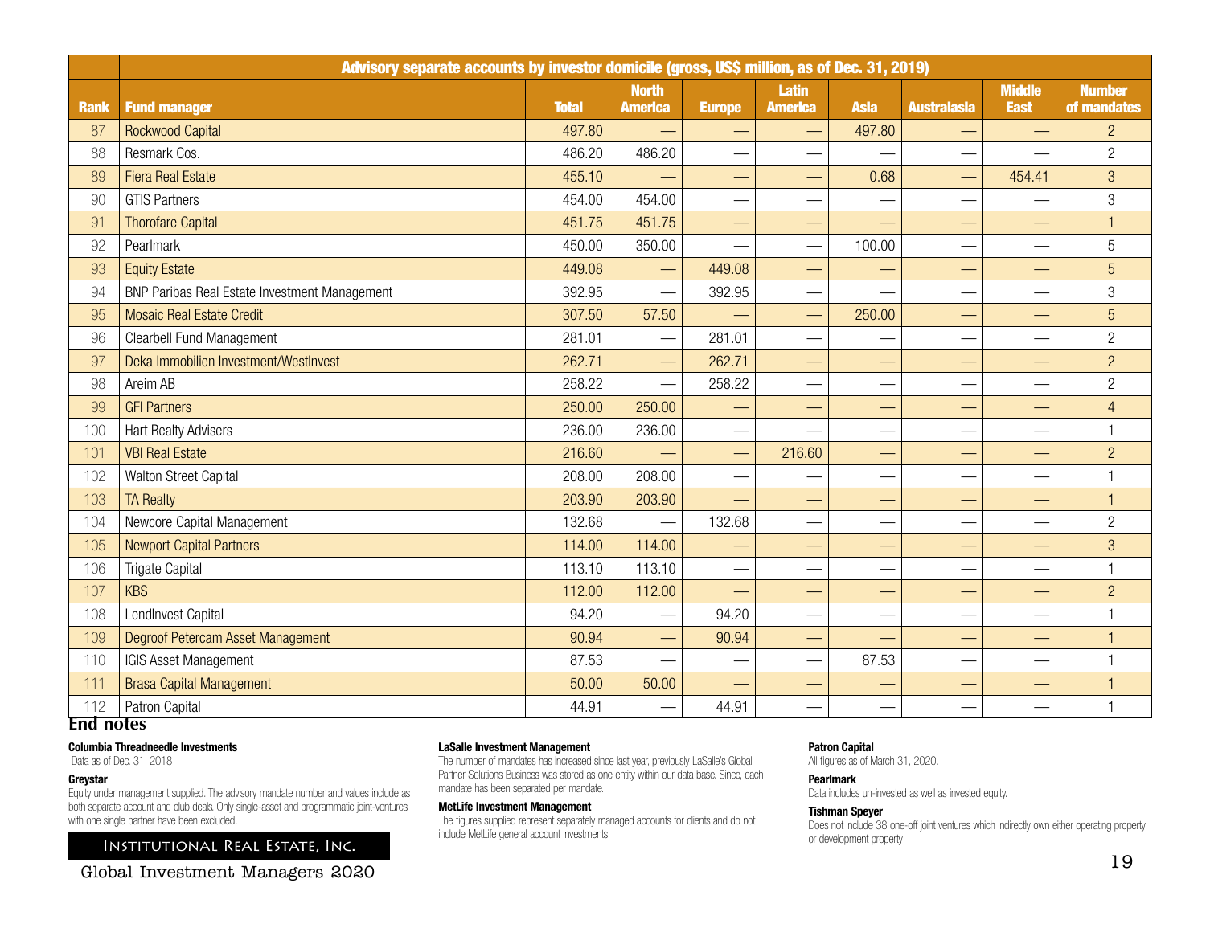| Rank | Fund manager | Advisory separate accounts by investor domicile (gross, US$ million, as of Dec. 31, 2019) Total | North America | Europe | Latin America | Asia | Australasia | Middle East | Number of mandates |
|---|---|---|---|---|---|---|---|---|---|
| 87 | Rockwood Capital | 497.80 | — | — | — | 497.80 | — | — | 2 |
| 88 | Resmark Cos. | 486.20 | 486.20 | — | — | — | — | — | 2 |
| 89 | Fiera Real Estate | 455.10 | — | — | — | 0.68 | — | 454.41 | 3 |
| 90 | GTIS Partners | 454.00 | 454.00 | — | — | — | — | — | 3 |
| 91 | Thorofare Capital | 451.75 | 451.75 | — | — | — | — | — | 1 |
| 92 | Pearlmark | 450.00 | 350.00 | — | — | 100.00 | — | — | 5 |
| 93 | Equity Estate | 449.08 | — | 449.08 | — | — | — | — | 5 |
| 94 | BNP Paribas Real Estate Investment Management | 392.95 | — | 392.95 | — | — | — | — | 3 |
| 95 | Mosaic Real Estate Credit | 307.50 | 57.50 | — | — | 250.00 | — | — | 5 |
| 96 | Clearbell Fund Management | 281.01 | — | 281.01 | — | — | — | — | 2 |
| 97 | Deka Immobilien Investment/WestInvest | 262.71 | — | 262.71 | — | — | — | — | 2 |
| 98 | Areim AB | 258.22 | — | 258.22 | — | — | — | — | 2 |
| 99 | GFI Partners | 250.00 | 250.00 | — | — | — | — | — | 4 |
| 100 | Hart Realty Advisers | 236.00 | 236.00 | — | — | — | — | — | 1 |
| 101 | VBI Real Estate | 216.60 | — | — | 216.60 | — | — | — | 2 |
| 102 | Walton Street Capital | 208.00 | 208.00 | — | — | — | — | — | 1 |
| 103 | TA Realty | 203.90 | 203.90 | — | — | — | — | — | 1 |
| 104 | Newcore Capital Management | 132.68 | — | 132.68 | — | — | — | — | 2 |
| 105 | Newport Capital Partners | 114.00 | 114.00 | — | — | — | — | — | 3 |
| 106 | Trigate Capital | 113.10 | 113.10 | — | — | — | — | — | 1 |
| 107 | KBS | 112.00 | 112.00 | — | — | — | — | — | 2 |
| 108 | LendInvest Capital | 94.20 | — | 94.20 | — | — | — | — | 1 |
| 109 | Degroof Petercam Asset Management | 90.94 | — | 90.94 | — | — | — | — | 1 |
| 110 | IGIS Asset Management | 87.53 | — | — | — | 87.53 | — | — | 1 |
| 111 | Brasa Capital Management | 50.00 | 50.00 | — | — | — | — | — | 1 |
| 112 | Patron Capital | 44.91 | — | 44.91 | — | — | — | — | 1 |

## End notes

**Columbia Threadneedle Investments**
Data as of Dec. 31, 2018

**Greystar**
Equity under management supplied. The advisory mandate number and values include as both separate account and club deals. Only single-asset and programmatic joint-ventures with one single partner have been excluded.

**LaSalle Investment Management**
The number of mandates has increased since last year, previously LaSalle's Global Partner Solutions Business was stored as one entity within our data base. Since, each mandate has been separated per mandate.

**MetLife Investment Management**
The figures supplied represent separately managed accounts for clients and do not include MetLife general account investments

**Patron Capital**
All figures as of March 31, 2020.

**Pearlmark**
Data includes un-invested as well as invested equity.

**Tishman Speyer**
Does not include 38 one-off joint ventures which indirectly own either operating property or development property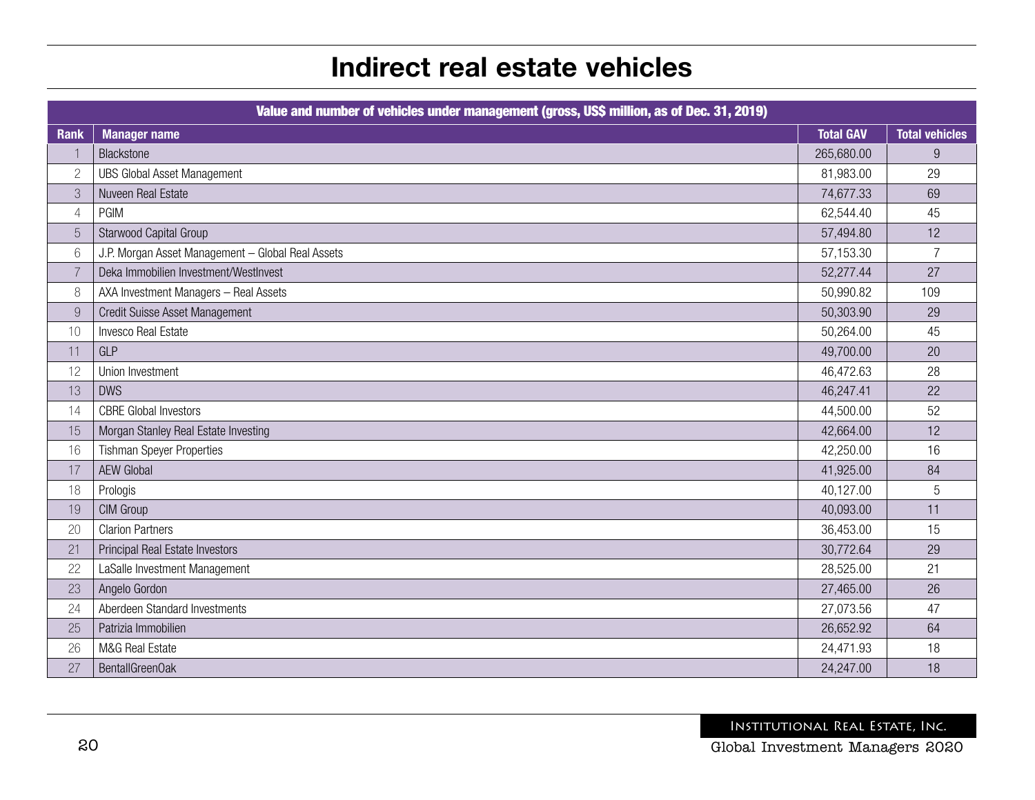# Indirect real estate vehicles

| Value and number of vehicles under management (gross, US$ million, as of Dec. 31, 2019) | | | |
|---|---|---|---|
| **Rank** | **Manager name** | **Total GAV** | **Total vehicles** |
| 1 | Blackstone | 265,680.00 | 9 |
| 2 | UBS Global Asset Management | 81,983.00 | 29 |
| 3 | Nuveen Real Estate | 74,677.33 | 69 |
| 4 | PGIM | 62,544.40 | 45 |
| 5 | Starwood Capital Group | 57,494.80 | 12 |
| 6 | J.P. Morgan Asset Management – Global Real Assets | 57,153.30 | 7 |
| 7 | Deka Immobilien Investment/WestInvest | 52,277.44 | 27 |
| 8 | AXA Investment Managers – Real Assets | 50,990.82 | 109 |
| 9 | Credit Suisse Asset Management | 50,303.90 | 29 |
| 10 | Invesco Real Estate | 50,264.00 | 45 |
| 11 | GLP | 49,700.00 | 20 |
| 12 | Union Investment | 46,472.63 | 28 |
| 13 | DWS | 46,247.41 | 22 |
| 14 | CBRE Global Investors | 44,500.00 | 52 |
| 15 | Morgan Stanley Real Estate Investing | 42,664.00 | 12 |
| 16 | Tishman Speyer Properties | 42,250.00 | 16 |
| 17 | AEW Global | 41,925.00 | 84 |
| 18 | Prologis | 40,127.00 | 5 |
| 19 | CIM Group | 40,093.00 | 11 |
| 20 | Clarion Partners | 36,453.00 | 15 |
| 21 | Principal Real Estate Investors | 30,772.64 | 29 |
| 22 | LaSalle Investment Management | 28,525.00 | 21 |
| 23 | Angelo Gordon | 27,465.00 | 26 |
| 24 | Aberdeen Standard Investments | 27,073.56 | 47 |
| 25 | Patrizia Immobilien | 26,652.92 | 64 |
| 26 | M&G Real Estate | 24,471.93 | 18 |
| 27 | BentallGreenOak | 24,247.00 | 18 |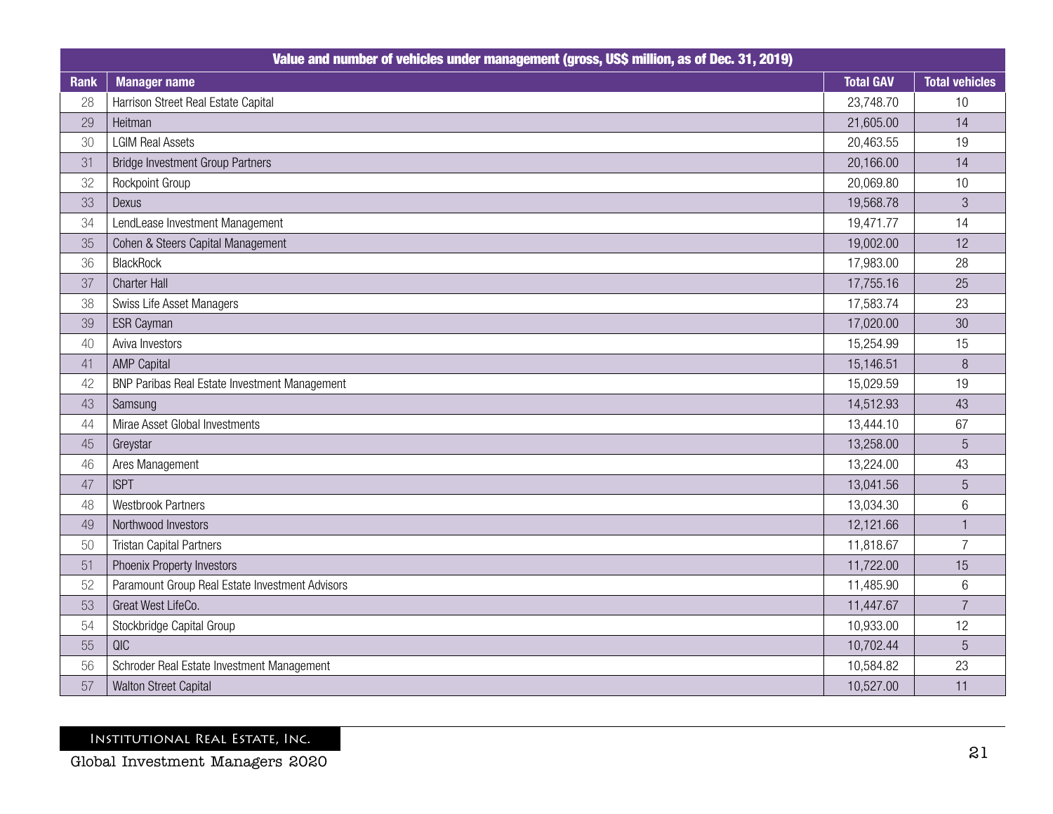| Value and number of vehicles under management (gross, US$ million, as of Dec. 31, 2019) | | | |
|---|---|---|---|
| Rank | Manager name | Total GAV | Total vehicles |
| 28 | Harrison Street Real Estate Capital | 23,748.70 | 10 |
| 29 | Heitman | 21,605.00 | 14 |
| 30 | LGIM Real Assets | 20,463.55 | 19 |
| 31 | Bridge Investment Group Partners | 20,166.00 | 14 |
| 32 | Rockpoint Group | 20,069.80 | 10 |
| 33 | Dexus | 19,568.78 | 3 |
| 34 | LendLease Investment Management | 19,471.77 | 14 |
| 35 | Cohen & Steers Capital Management | 19,002.00 | 12 |
| 36 | BlackRock | 17,983.00 | 28 |
| 37 | Charter Hall | 17,755.16 | 25 |
| 38 | Swiss Life Asset Managers | 17,583.74 | 23 |
| 39 | ESR Cayman | 17,020.00 | 30 |
| 40 | Aviva Investors | 15,254.99 | 15 |
| 41 | AMP Capital | 15,146.51 | 8 |
| 42 | BNP Paribas Real Estate Investment Management | 15,029.59 | 19 |
| 43 | Samsung | 14,512.93 | 43 |
| 44 | Mirae Asset Global Investments | 13,444.10 | 67 |
| 45 | Greystar | 13,258.00 | 5 |
| 46 | Ares Management | 13,224.00 | 43 |
| 47 | ISPT | 13,041.56 | 5 |
| 48 | Westbrook Partners | 13,034.30 | 6 |
| 49 | Northwood Investors | 12,121.66 | 1 |
| 50 | Tristan Capital Partners | 11,818.67 | 7 |
| 51 | Phoenix Property Investors | 11,722.00 | 15 |
| 52 | Paramount Group Real Estate Investment Advisors | 11,485.90 | 6 |
| 53 | Great West LifeCo. | 11,447.67 | 7 |
| 54 | Stockbridge Capital Group | 10,933.00 | 12 |
| 55 | QIC | 10,702.44 | 5 |
| 56 | Schroder Real Estate Investment Management | 10,584.82 | 23 |
| 57 | Walton Street Capital | 10,527.00 | 11 |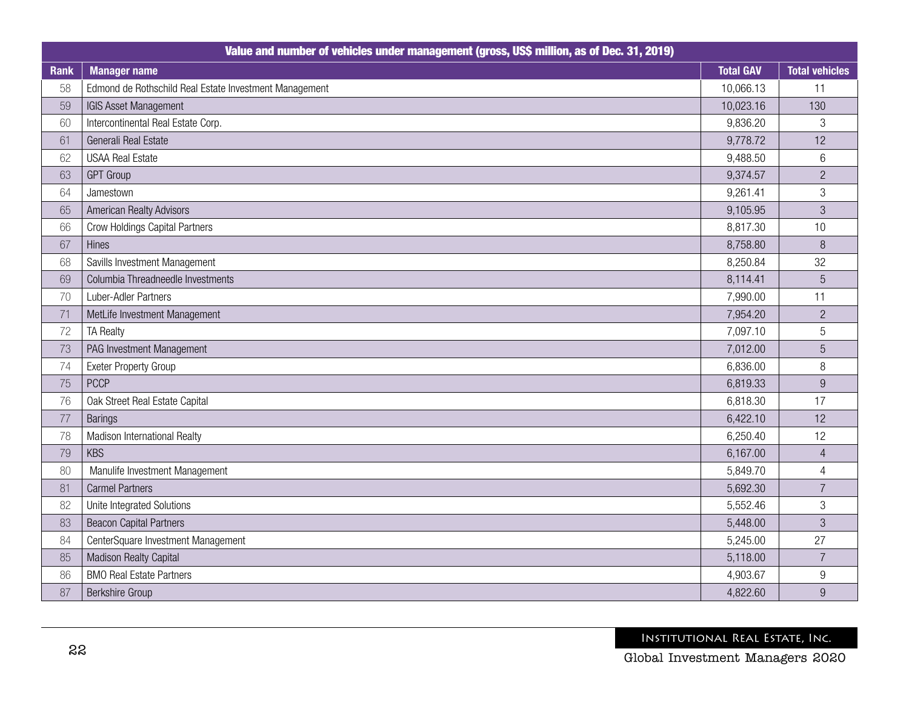| Value and number of vehicles under management (gross, US$ million, as of Dec. 31, 2019) | | | |
|---|---|---|---|
| Rank | Manager name | Total GAV | Total vehicles |
| 58 | Edmond de Rothschild Real Estate Investment Management | 10,066.13 | 11 |
| 59 | IGIS Asset Management | 10,023.16 | 130 |
| 60 | Intercontinental Real Estate Corp. | 9,836.20 | 3 |
| 61 | Generali Real Estate | 9,778.72 | 12 |
| 62 | USAA Real Estate | 9,488.50 | 6 |
| 63 | GPT Group | 9,374.57 | 2 |
| 64 | Jamestown | 9,261.41 | 3 |
| 65 | American Realty Advisors | 9,105.95 | 3 |
| 66 | Crow Holdings Capital Partners | 8,817.30 | 10 |
| 67 | Hines | 8,758.80 | 8 |
| 68 | Savills Investment Management | 8,250.84 | 32 |
| 69 | Columbia Threadneedle Investments | 8,114.41 | 5 |
| 70 | Luber-Adler Partners | 7,990.00 | 11 |
| 71 | MetLife Investment Management | 7,954.20 | 2 |
| 72 | TA Realty | 7,097.10 | 5 |
| 73 | PAG Investment Management | 7,012.00 | 5 |
| 74 | Exeter Property Group | 6,836.00 | 8 |
| 75 | PCCP | 6,819.33 | 9 |
| 76 | Oak Street Real Estate Capital | 6,818.30 | 17 |
| 77 | Barings | 6,422.10 | 12 |
| 78 | Madison International Realty | 6,250.40 | 12 |
| 79 | KBS | 6,167.00 | 4 |
| 80 | Manulife Investment Management | 5,849.70 | 4 |
| 81 | Carmel Partners | 5,692.30 | 7 |
| 82 | Unite Integrated Solutions | 5,552.46 | 3 |
| 83 | Beacon Capital Partners | 5,448.00 | 3 |
| 84 | CenterSquare Investment Management | 5,245.00 | 27 |
| 85 | Madison Realty Capital | 5,118.00 | 7 |
| 86 | BMO Real Estate Partners | 4,903.67 | 9 |
| 87 | Berkshire Group | 4,822.60 | 9 |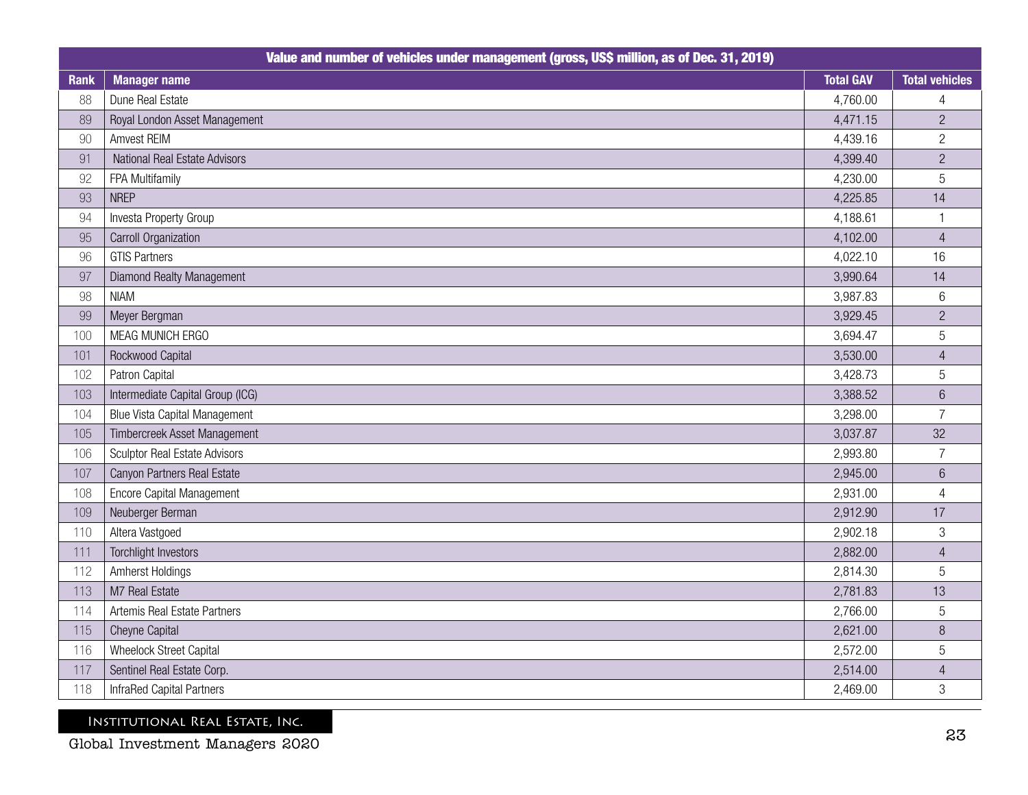| Value and number of vehicles under management (gross, US$ million, as of Dec. 31, 2019) | | | |
|---|---|---|---|
| Rank | Manager name | Total GAV | Total vehicles |
| 88 | Dune Real Estate | 4,760.00 | 4 |
| 89 | Royal London Asset Management | 4,471.15 | 2 |
| 90 | Amvest REIM | 4,439.16 | 2 |
| 91 | National Real Estate Advisors | 4,399.40 | 2 |
| 92 | FPA Multifamily | 4,230.00 | 5 |
| 93 | NREP | 4,225.85 | 14 |
| 94 | Investa Property Group | 4,188.61 | 1 |
| 95 | Carroll Organization | 4,102.00 | 4 |
| 96 | GTIS Partners | 4,022.10 | 16 |
| 97 | Diamond Realty Management | 3,990.64 | 14 |
| 98 | NIAM | 3,987.83 | 6 |
| 99 | Meyer Bergman | 3,929.45 | 2 |
| 100 | MEAG MUNICH ERGO | 3,694.47 | 5 |
| 101 | Rockwood Capital | 3,530.00 | 4 |
| 102 | Patron Capital | 3,428.73 | 5 |
| 103 | Intermediate Capital Group (ICG) | 3,388.52 | 6 |
| 104 | Blue Vista Capital Management | 3,298.00 | 7 |
| 105 | Timbercreek Asset Management | 3,037.87 | 32 |
| 106 | Sculptor Real Estate Advisors | 2,993.80 | 7 |
| 107 | Canyon Partners Real Estate | 2,945.00 | 6 |
| 108 | Encore Capital Management | 2,931.00 | 4 |
| 109 | Neuberger Berman | 2,912.90 | 17 |
| 110 | Altera Vastgoed | 2,902.18 | 3 |
| 111 | Torchlight Investors | 2,882.00 | 4 |
| 112 | Amherst Holdings | 2,814.30 | 5 |
| 113 | M7 Real Estate | 2,781.83 | 13 |
| 114 | Artemis Real Estate Partners | 2,766.00 | 5 |
| 115 | Cheyne Capital | 2,621.00 | 8 |
| 116 | Wheelock Street Capital | 2,572.00 | 5 |
| 117 | Sentinel Real Estate Corp. | 2,514.00 | 4 |
| 118 | InfraRed Capital Partners | 2,469.00 | 3 |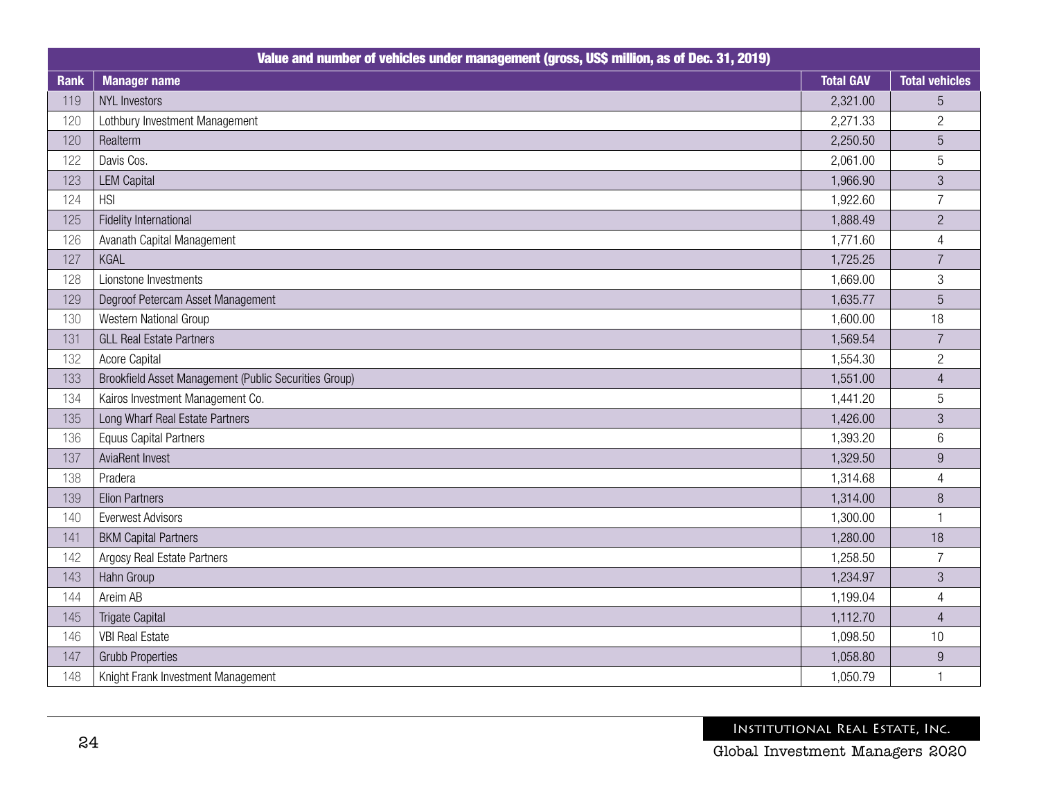| Value and number of vehicles under management (gross, US$ million, as of Dec. 31, 2019) | | | |
|---|---|---|---|
| Rank | Manager name | Total GAV | Total vehicles |
| 119 | NYL Investors | 2,321.00 | 5 |
| 120 | Lothbury Investment Management | 2,271.33 | 2 |
| 120 | Realterm | 2,250.50 | 5 |
| 122 | Davis Cos. | 2,061.00 | 5 |
| 123 | LEM Capital | 1,966.90 | 3 |
| 124 | HSI | 1,922.60 | 7 |
| 125 | Fidelity International | 1,888.49 | 2 |
| 126 | Avanath Capital Management | 1,771.60 | 4 |
| 127 | KGAL | 1,725.25 | 7 |
| 128 | Lionstone Investments | 1,669.00 | 3 |
| 129 | Degroof Petercam Asset Management | 1,635.77 | 5 |
| 130 | Western National Group | 1,600.00 | 18 |
| 131 | GLL Real Estate Partners | 1,569.54 | 7 |
| 132 | Acore Capital | 1,554.30 | 2 |
| 133 | Brookfield Asset Management (Public Securities Group) | 1,551.00 | 4 |
| 134 | Kairos Investment Management Co. | 1,441.20 | 5 |
| 135 | Long Wharf Real Estate Partners | 1,426.00 | 3 |
| 136 | Equus Capital Partners | 1,393.20 | 6 |
| 137 | AviaRent Invest | 1,329.50 | 9 |
| 138 | Pradera | 1,314.68 | 4 |
| 139 | Elion Partners | 1,314.00 | 8 |
| 140 | Everwest Advisors | 1,300.00 | 1 |
| 141 | BKM Capital Partners | 1,280.00 | 18 |
| 142 | Argosy Real Estate Partners | 1,258.50 | 7 |
| 143 | Hahn Group | 1,234.97 | 3 |
| 144 | Areim AB | 1,199.04 | 4 |
| 145 | Trigate Capital | 1,112.70 | 4 |
| 146 | VBI Real Estate | 1,098.50 | 10 |
| 147 | Grubb Properties | 1,058.80 | 9 |
| 148 | Knight Frank Investment Management | 1,050.79 | 1 |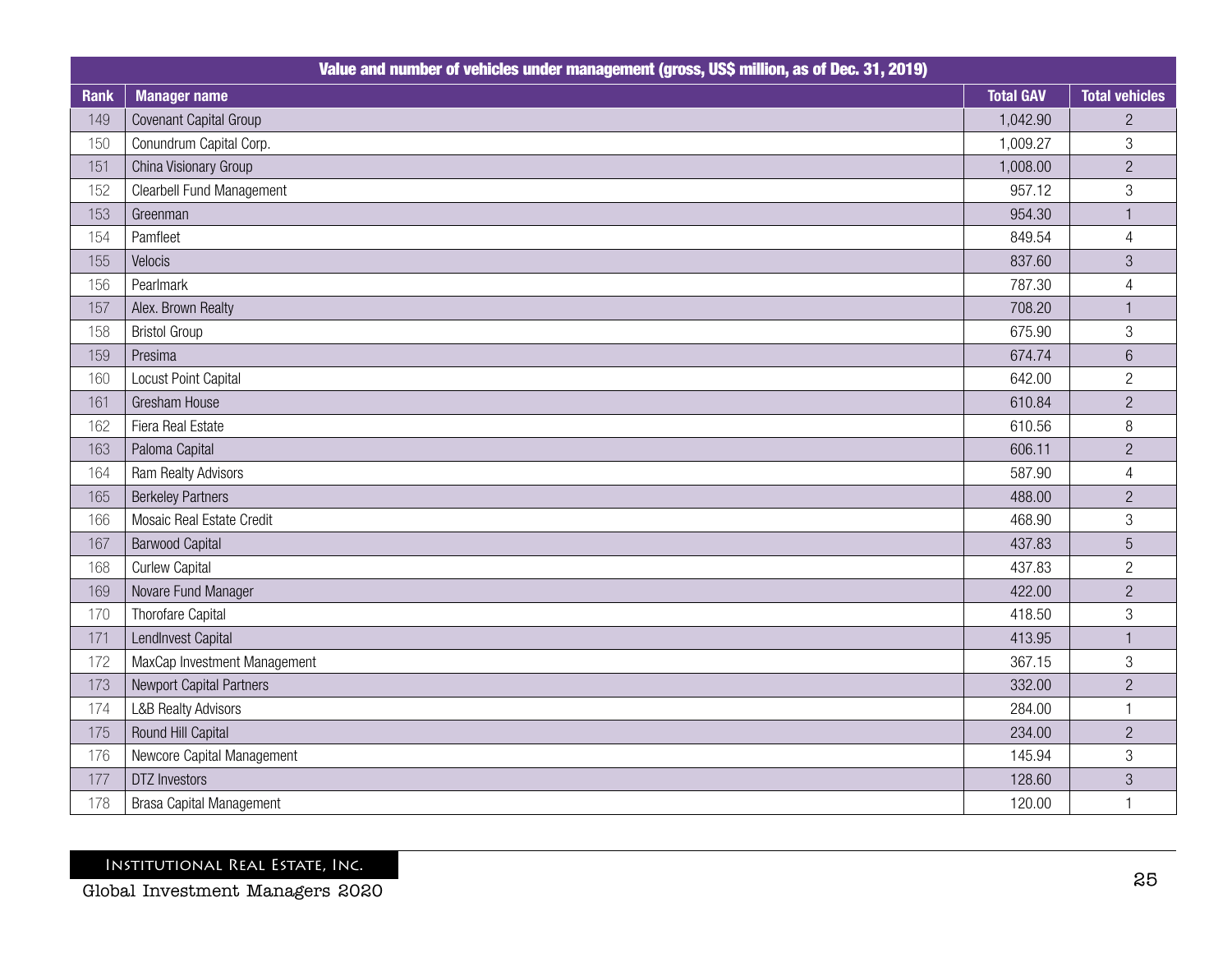| Value and number of vehicles under management (gross, US$ million, as of Dec. 31, 2019) | | | |
|---|---|---|---|
| Rank | Manager name | Total GAV | Total vehicles |
| 149 | Covenant Capital Group | 1,042.90 | 2 |
| 150 | Conundrum Capital Corp. | 1,009.27 | 3 |
| 151 | China Visionary Group | 1,008.00 | 2 |
| 152 | Clearbell Fund Management | 957.12 | 3 |
| 153 | Greenman | 954.30 | 1 |
| 154 | Pamfleet | 849.54 | 4 |
| 155 | Velocis | 837.60 | 3 |
| 156 | Pearlmark | 787.30 | 4 |
| 157 | Alex. Brown Realty | 708.20 | 1 |
| 158 | Bristol Group | 675.90 | 3 |
| 159 | Presima | 674.74 | 6 |
| 160 | Locust Point Capital | 642.00 | 2 |
| 161 | Gresham House | 610.84 | 2 |
| 162 | Fiera Real Estate | 610.56 | 8 |
| 163 | Paloma Capital | 606.11 | 2 |
| 164 | Ram Realty Advisors | 587.90 | 4 |
| 165 | Berkeley Partners | 488.00 | 2 |
| 166 | Mosaic Real Estate Credit | 468.90 | 3 |
| 167 | Barwood Capital | 437.83 | 5 |
| 168 | Curlew Capital | 437.83 | 2 |
| 169 | Novare Fund Manager | 422.00 | 2 |
| 170 | Thorofare Capital | 418.50 | 3 |
| 171 | LendInvest Capital | 413.95 | 1 |
| 172 | MaxCap Investment Management | 367.15 | 3 |
| 173 | Newport Capital Partners | 332.00 | 2 |
| 174 | L&B Realty Advisors | 284.00 | 1 |
| 175 | Round Hill Capital | 234.00 | 2 |
| 176 | Newcore Capital Management | 145.94 | 3 |
| 177 | DTZ Investors | 128.60 | 3 |
| 178 | Brasa Capital Management | 120.00 | 1 |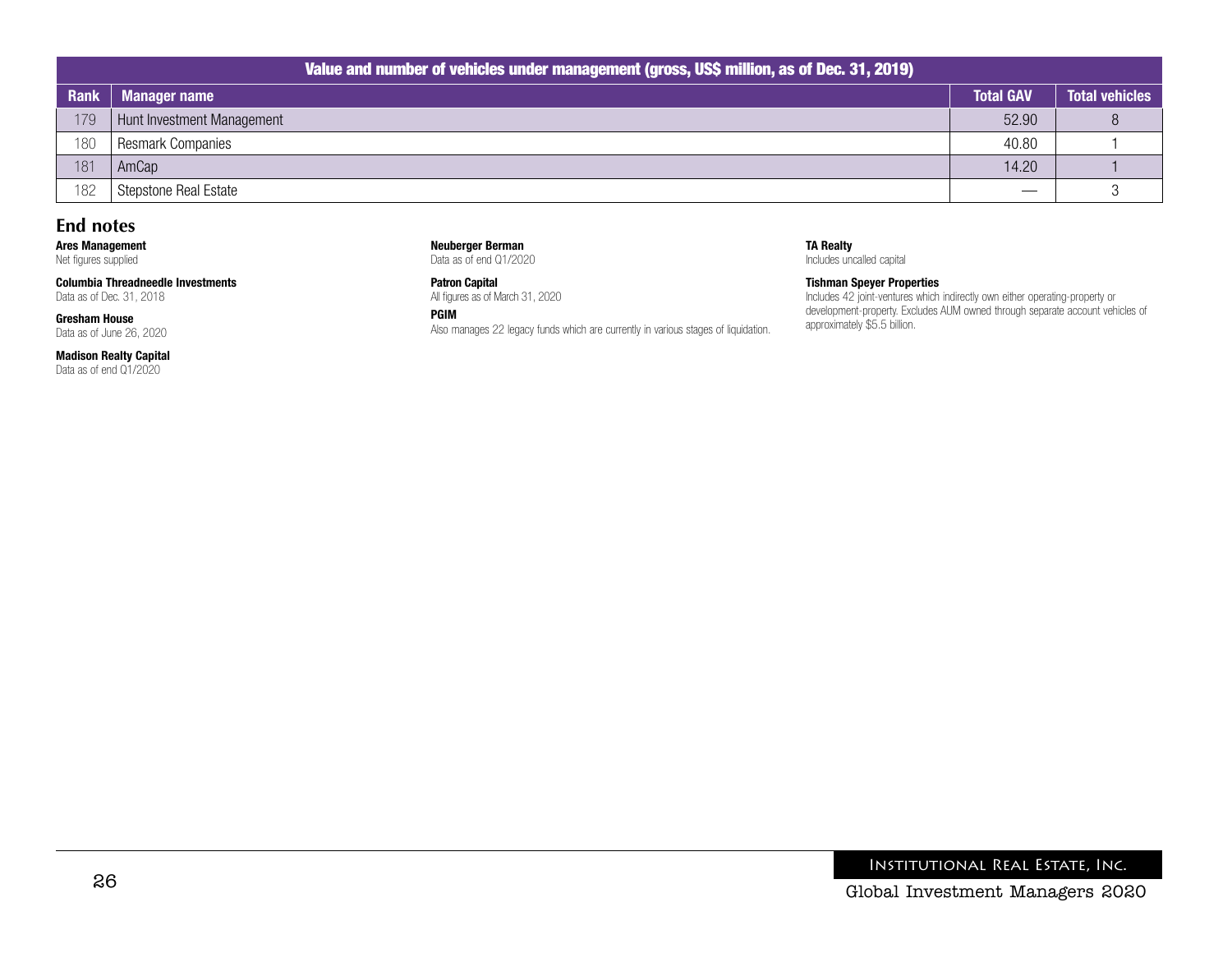| Value and number of vehicles under management (gross, US$ million, as of Dec. 31, 2019) | | | |
|---|---|---|---|
| Rank | Manager name | Total GAV | Total vehicles |
| 179 | Hunt Investment Management | 52.90 | 8 |
| 180 | Resmark Companies | 40.80 | 1 |
| 181 | AmCap | 14.20 | 1 |
| 182 | Stepstone Real Estate | — | 3 |

## End notes

**Ares Management**
Net figures supplied

**Columbia Threadneedle Investments**
Data as of Dec. 31, 2018

**Gresham House**
Data as of June 26, 2020

**Madison Realty Capital**
Data as of end Q1/2020

**Neuberger Berman**
Data as of end Q1/2020

**Patron Capital**
All figures as of March 31, 2020

**PGIM**
Also manages 22 legacy funds which are currently in various stages of liquidation.

**TA Realty**
Includes uncalled capital

**Tishman Speyer Properties**
Includes 42 joint-ventures which indirectly own either operating-property or development-property. Excludes AUM owned through separate account vehicles of approximately $5.5 billion.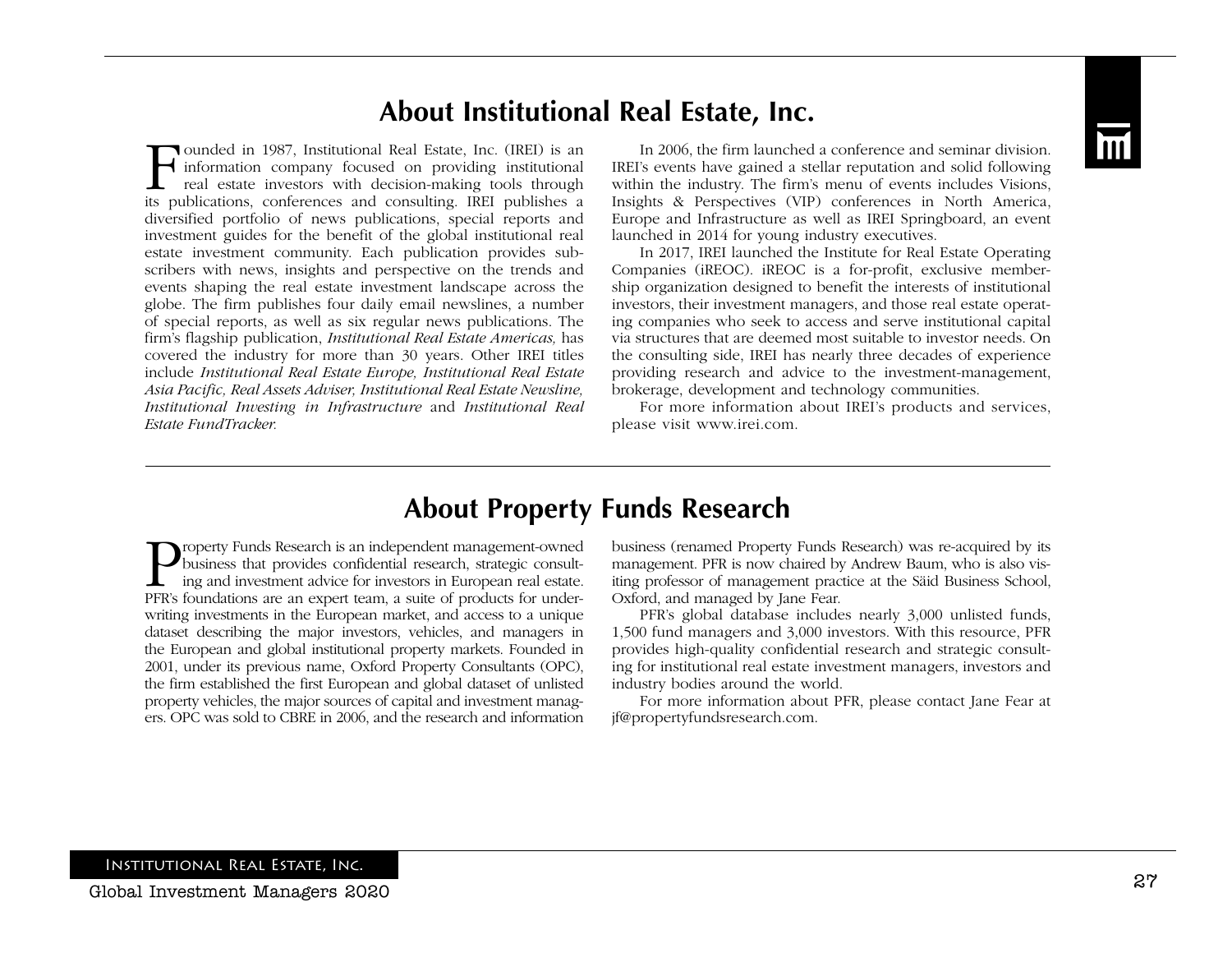## About Institutional Real Estate, Inc.

Founded in 1987, Institutional Real Estate, Inc. (IREI) is an information company focused on providing institutional real estate investors with decision-making tools through its publications, conferences and consulting. IREI publishes a diversified portfolio of news publications, special reports and investment guides for the benefit of the global institutional real estate investment community. Each publication provides subscribers with news, insights and perspective on the trends and events shaping the real estate investment landscape across the globe. The firm publishes four daily email newslines, a number of special reports, as well as six regular news publications. The firm's flagship publication, *Institutional Real Estate Americas,* has covered the industry for more than 30 years. Other IREI titles include *Institutional Real Estate Europe, Institutional Real Estate Asia Pacific, Real Assets Adviser, Institutional Real Estate Newsline, Institutional Investing in Infrastructure* and *Institutional Real Estate FundTracker.*

In 2006, the firm launched a conference and seminar division. IREI's events have gained a stellar reputation and solid following within the industry. The firm's menu of events includes Visions, Insights & Perspectives (VIP) conferences in North America, Europe and Infrastructure as well as IREI Springboard, an event launched in 2014 for young industry executives.

In 2017, IREI launched the Institute for Real Estate Operating Companies (iREOC). iREOC is a for-profit, exclusive membership organization designed to benefit the interests of institutional investors, their investment managers, and those real estate operating companies who seek to access and serve institutional capital via structures that are deemed most suitable to investor needs. On the consulting side, IREI has nearly three decades of experience providing research and advice to the investment-management, brokerage, development and technology communities.

For more information about IREI's products and services, please visit www.irei.com.

## About Property Funds Research

Property Funds Research is an independent management-owned business that provides confidential research, strategic consulting and investment advice for investors in European real estate. PFR's foundations are an expert team, a suite of products for underwriting investments in the European market, and access to a unique dataset describing the major investors, vehicles, and managers in the European and global institutional property markets. Founded in 2001, under its previous name, Oxford Property Consultants (OPC), the firm established the first European and global dataset of unlisted property vehicles, the major sources of capital and investment managers. OPC was sold to CBRE in 2006, and the research and information business (renamed Property Funds Research) was re-acquired by its management. PFR is now chaired by Andrew Baum, who is also visiting professor of management practice at the Säid Business School, Oxford, and managed by Jane Fear.

PFR's global database includes nearly 3,000 unlisted funds, 1,500 fund managers and 3,000 investors. With this resource, PFR provides high-quality confidential research and strategic consulting for institutional real estate investment managers, investors and industry bodies around the world.

For more information about PFR, please contact Jane Fear at jf@propertyfundsresearch.com.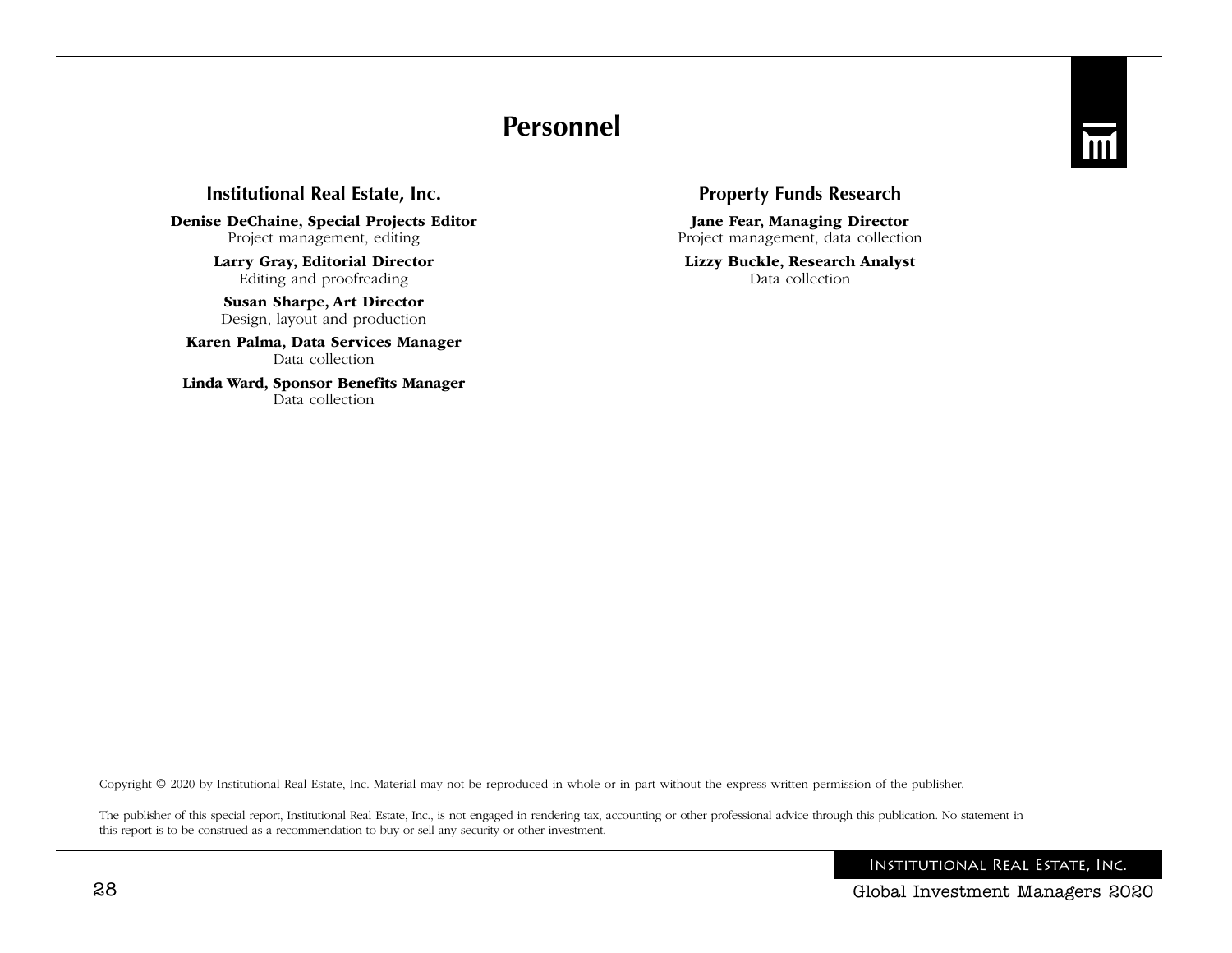# Personnel

## Institutional Real Estate, Inc.

**Denise DeChaine, Special Projects Editor**
Project management, editing

**Larry Gray, Editorial Director**
Editing and proofreading

**Susan Sharpe, Art Director**
Design, layout and production

**Karen Palma, Data Services Manager**
Data collection

**Linda Ward, Sponsor Benefits Manager**
Data collection

## Property Funds Research

**Jane Fear, Managing Director**
Project management, data collection

**Lizzy Buckle, Research Analyst**
Data collection

Copyright © 2020 by Institutional Real Estate, Inc. Material may not be reproduced in whole or in part without the express written permission of the publisher.

The publisher of this special report, Institutional Real Estate, Inc., is not engaged in rendering tax, accounting or other professional advice through this publication. No statement in this report is to be construed as a recommendation to buy or sell any security or other investment.